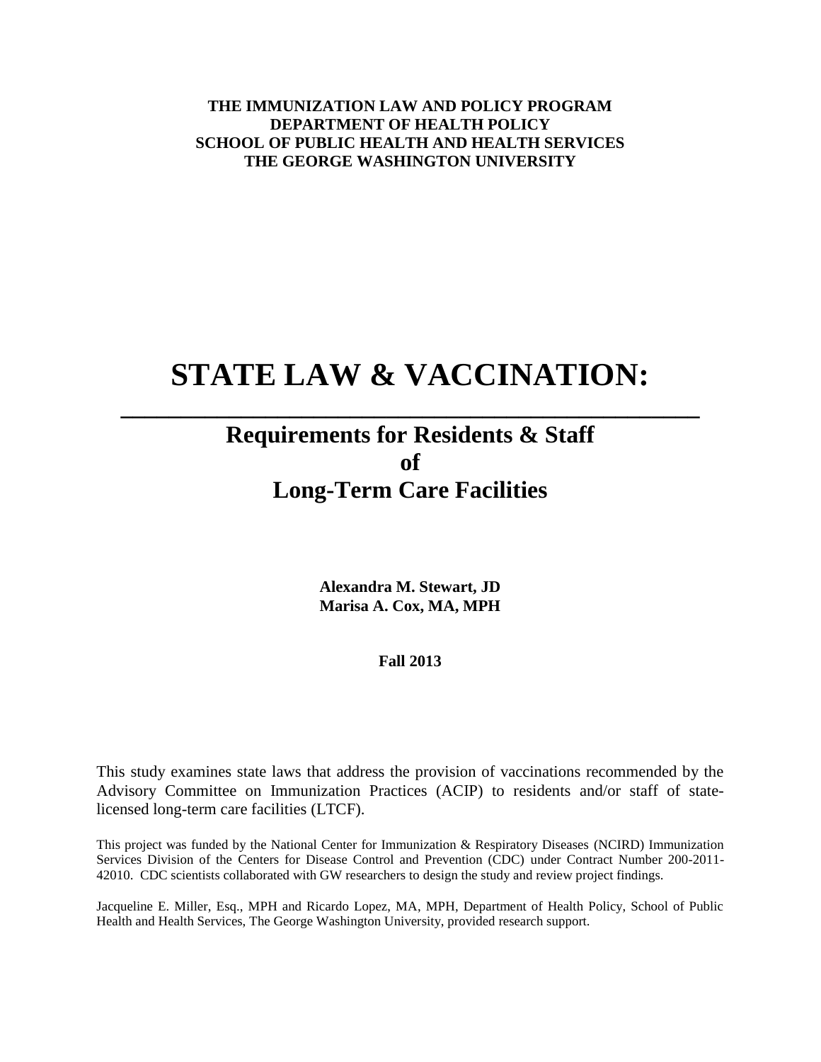**THE IMMUNIZATION LAW AND POLICY PROGRAM**
**DEPARTMENT OF HEALTH POLICY**
**SCHOOL OF PUBLIC HEALTH AND HEALTH SERVICES**
**THE GEORGE WASHINGTON UNIVERSITY**

# STATE LAW & VACCINATION:

## Requirements for Residents & Staff of Long-Term Care Facilities

**Alexandra M. Stewart, JD**
**Marisa A. Cox, MA, MPH**

**Fall 2013**

This study examines state laws that address the provision of vaccinations recommended by the Advisory Committee on Immunization Practices (ACIP) to residents and/or staff of state-licensed long-term care facilities (LTCF).

This project was funded by the National Center for Immunization & Respiratory Diseases (NCIRD) Immunization Services Division of the Centers for Disease Control and Prevention (CDC) under Contract Number 200-2011-42010. CDC scientists collaborated with GW researchers to design the study and review project findings.

Jacqueline E. Miller, Esq., MPH and Ricardo Lopez, MA, MPH, Department of Health Policy, School of Public Health and Health Services, The George Washington University, provided research support.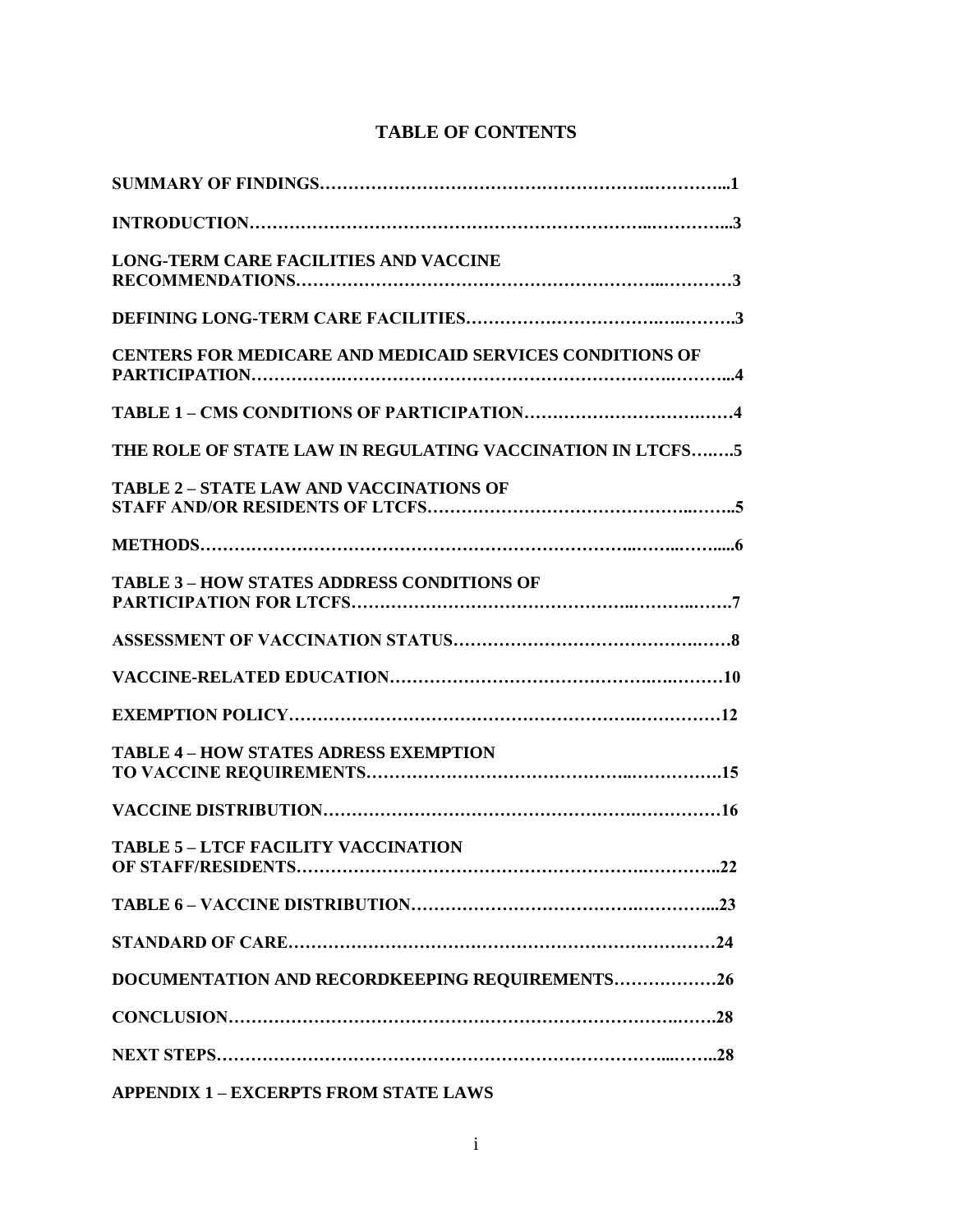# TABLE OF CONTENTS

**SUMMARY OF FINDINGS……………………………………………………….…………...1**

**INTRODUCTION……………………………………………………………..…………...3**

**LONG-TERM CARE FACILITIES AND VACCINE RECOMMENDATIONS……………………………………………………..…………3**

**DEFINING LONG-TERM CARE FACILITIES…………………………….….……….3**

**CENTERS FOR MEDICARE AND MEDICAID SERVICES CONDITIONS OF PARTICIPATION…………….……………………………………………….………...4**

**TABLE 1 – CMS CONDITIONS OF PARTICIPATION………………………….……4**

**THE ROLE OF STATE LAW IN REGULATING VACCINATION IN LTCFS….….5**

**TABLE 2 – STATE LAW AND VACCINATIONS OF STAFF AND/OR RESIDENTS OF LTCFS……………………………………..……..5**

**METHODS………………………………………………………………..……..……....6**

**TABLE 3 – HOW STATES ADDRESS CONDITIONS OF PARTICIPATION FOR LTCFS……………………………………..……..…….7**

**ASSESSMENT OF VACCINATION STATUS……………………………………….……8**

**VACCINE-RELATED EDUCATION……………………………………….….………10**

**EXEMPTION POLICY……………………………………………………….……………12**

**TABLE 4 – HOW STATES ADRESS EXEMPTION TO VACCINE REQUIREMENTS……………………………………..…………….15**

**VACCINE DISTRIBUTION……………………………………………….……………16**

**TABLE 5 – LTCF FACILITY VACCINATION OF STAFF/RESIDENTS……………………………………………….…………..22**

**TABLE 6 – VACCINE DISTRIBUTION……………………………….…………...23**

**STANDARD OF CARE……………………………………………………………………24**

**DOCUMENTATION AND RECORDKEEPING REQUIREMENTS………………26**

**CONCLUSION………………………………………………………………….…….28**

**NEXT STEPS……………………………………………………………………...……..28**

**APPENDIX 1 – EXCERPTS FROM STATE LAWS**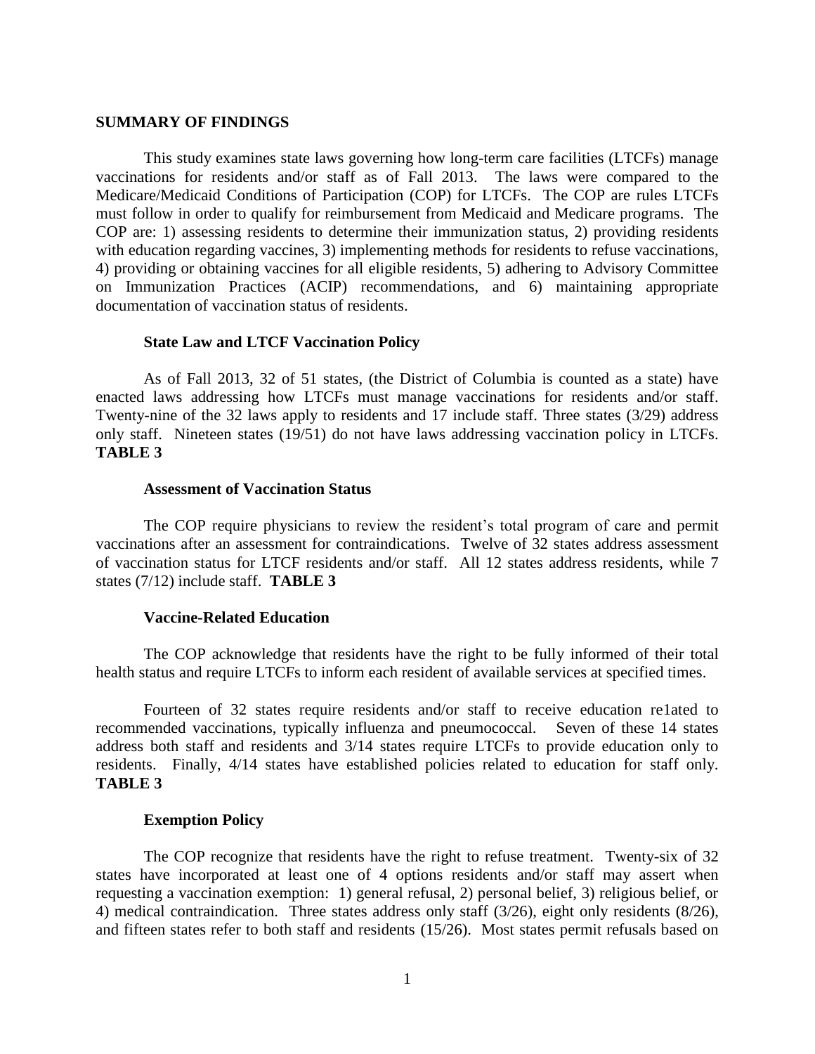## SUMMARY OF FINDINGS

This study examines state laws governing how long-term care facilities (LTCFs) manage vaccinations for residents and/or staff as of Fall 2013. The laws were compared to the Medicare/Medicaid Conditions of Participation (COP) for LTCFs. The COP are rules LTCFs must follow in order to qualify for reimbursement from Medicaid and Medicare programs. The COP are: 1) assessing residents to determine their immunization status, 2) providing residents with education regarding vaccines, 3) implementing methods for residents to refuse vaccinations, 4) providing or obtaining vaccines for all eligible residents, 5) adhering to Advisory Committee on Immunization Practices (ACIP) recommendations, and 6) maintaining appropriate documentation of vaccination status of residents.

### State Law and LTCF Vaccination Policy

As of Fall 2013, 32 of 51 states, (the District of Columbia is counted as a state) have enacted laws addressing how LTCFs must manage vaccinations for residents and/or staff. Twenty-nine of the 32 laws apply to residents and 17 include staff. Three states (3/29) address only staff. Nineteen states (19/51) do not have laws addressing vaccination policy in LTCFs. **TABLE 3**

### Assessment of Vaccination Status

The COP require physicians to review the resident's total program of care and permit vaccinations after an assessment for contraindications. Twelve of 32 states address assessment of vaccination status for LTCF residents and/or staff. All 12 states address residents, while 7 states (7/12) include staff. **TABLE 3**

### Vaccine-Related Education

The COP acknowledge that residents have the right to be fully informed of their total health status and require LTCFs to inform each resident of available services at specified times.

Fourteen of 32 states require residents and/or staff to receive education re1ated to recommended vaccinations, typically influenza and pneumococcal. Seven of these 14 states address both staff and residents and 3/14 states require LTCFs to provide education only to residents. Finally, 4/14 states have established policies related to education for staff only. **TABLE 3**

### Exemption Policy

The COP recognize that residents have the right to refuse treatment. Twenty-six of 32 states have incorporated at least one of 4 options residents and/or staff may assert when requesting a vaccination exemption: 1) general refusal, 2) personal belief, 3) religious belief, or 4) medical contraindication. Three states address only staff (3/26), eight only residents (8/26), and fifteen states refer to both staff and residents (15/26). Most states permit refusals based on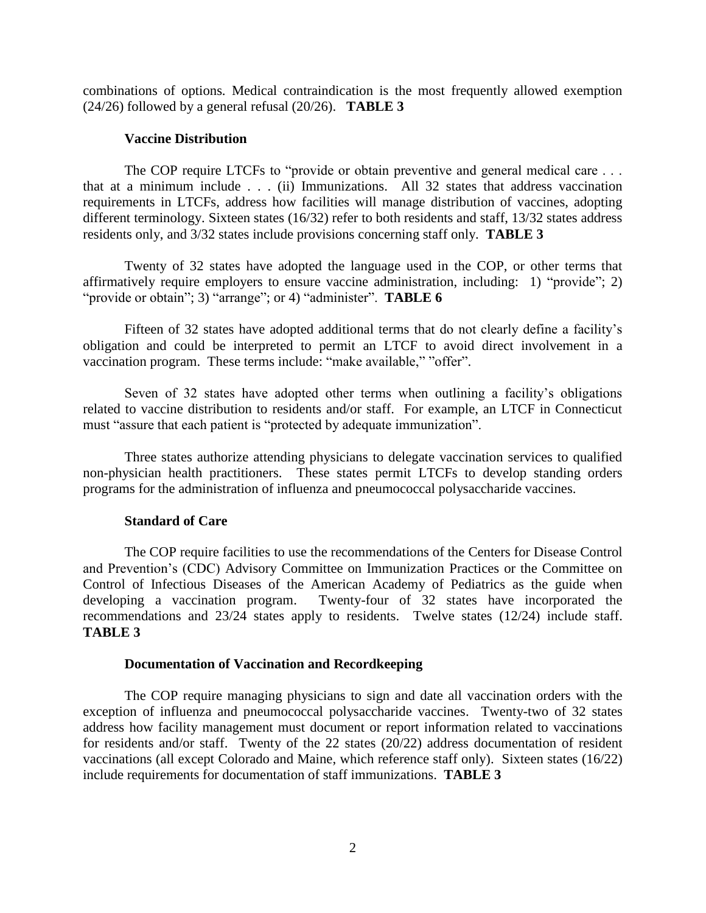combinations of options. Medical contraindication is the most frequently allowed exemption (24/26) followed by a general refusal (20/26). **TABLE 3**

**Vaccine Distribution**

The COP require LTCFs to "provide or obtain preventive and general medical care . . . that at a minimum include . . . (ii) Immunizations. All 32 states that address vaccination requirements in LTCFs, address how facilities will manage distribution of vaccines, adopting different terminology. Sixteen states (16/32) refer to both residents and staff, 13/32 states address residents only, and 3/32 states include provisions concerning staff only. **TABLE 3**

Twenty of 32 states have adopted the language used in the COP, or other terms that affirmatively require employers to ensure vaccine administration, including: 1) "provide"; 2) "provide or obtain"; 3) "arrange"; or 4) "administer". **TABLE 6**

Fifteen of 32 states have adopted additional terms that do not clearly define a facility's obligation and could be interpreted to permit an LTCF to avoid direct involvement in a vaccination program. These terms include: "make available," "offer".

Seven of 32 states have adopted other terms when outlining a facility's obligations related to vaccine distribution to residents and/or staff. For example, an LTCF in Connecticut must "assure that each patient is "protected by adequate immunization".

Three states authorize attending physicians to delegate vaccination services to qualified non-physician health practitioners. These states permit LTCFs to develop standing orders programs for the administration of influenza and pneumococcal polysaccharide vaccines.

**Standard of Care**

The COP require facilities to use the recommendations of the Centers for Disease Control and Prevention's (CDC) Advisory Committee on Immunization Practices or the Committee on Control of Infectious Diseases of the American Academy of Pediatrics as the guide when developing a vaccination program. Twenty-four of 32 states have incorporated the recommendations and 23/24 states apply to residents. Twelve states (12/24) include staff. **TABLE 3**

**Documentation of Vaccination and Recordkeeping**

The COP require managing physicians to sign and date all vaccination orders with the exception of influenza and pneumococcal polysaccharide vaccines. Twenty-two of 32 states address how facility management must document or report information related to vaccinations for residents and/or staff. Twenty of the 22 states (20/22) address documentation of resident vaccinations (all except Colorado and Maine, which reference staff only). Sixteen states (16/22) include requirements for documentation of staff immunizations. **TABLE 3**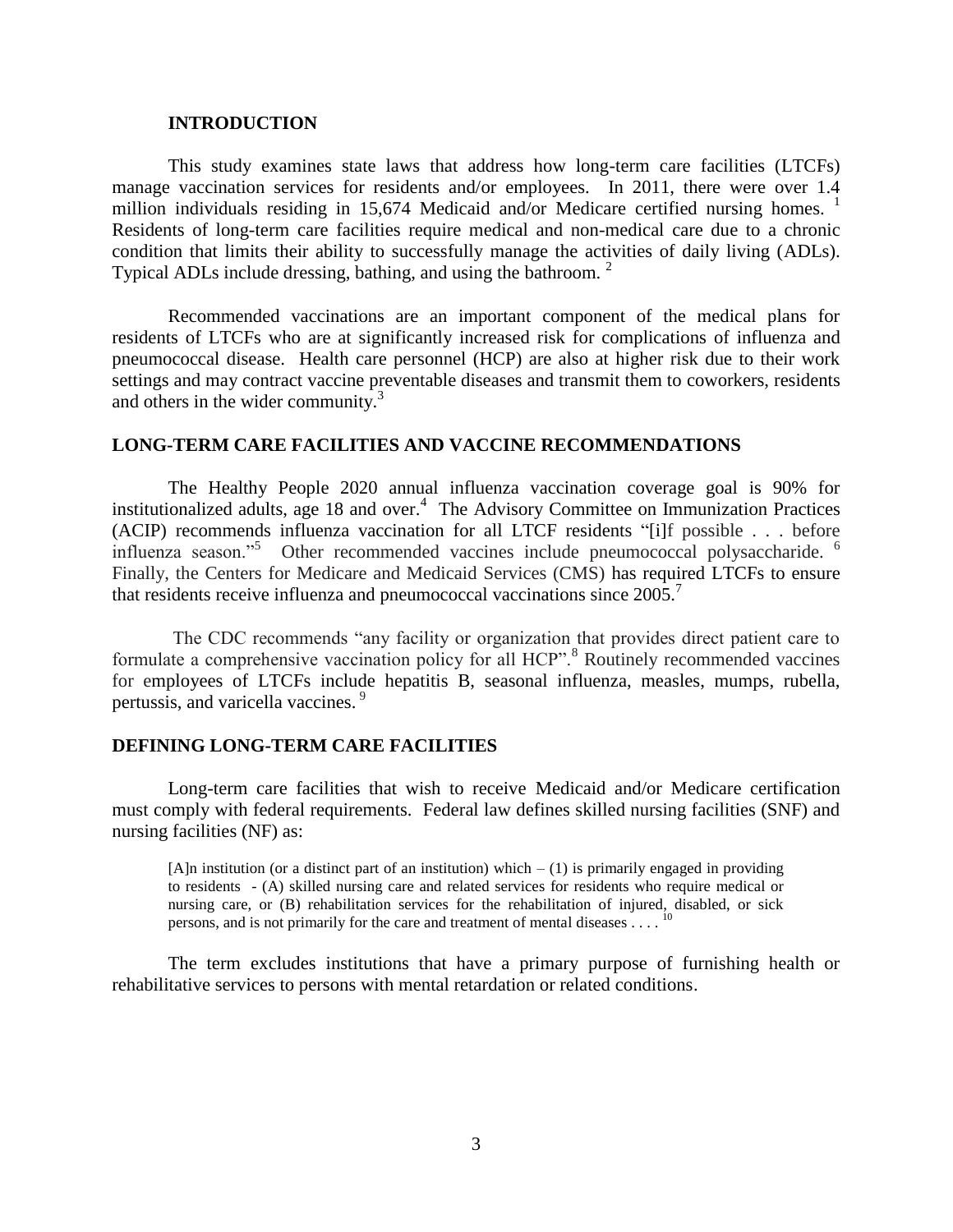## INTRODUCTION

This study examines state laws that address how long-term care facilities (LTCFs) manage vaccination services for residents and/or employees. In 2011, there were over 1.4 million individuals residing in 15,674 Medicaid and/or Medicare certified nursing homes. [1] Residents of long-term care facilities require medical and non-medical care due to a chronic condition that limits their ability to successfully manage the activities of daily living (ADLs). Typical ADLs include dressing, bathing, and using the bathroom. [2]

Recommended vaccinations are an important component of the medical plans for residents of LTCFs who are at significantly increased risk for complications of influenza and pneumococcal disease. Health care personnel (HCP) are also at higher risk due to their work settings and may contract vaccine preventable diseases and transmit them to coworkers, residents and others in the wider community.[3]

## LONG-TERM CARE FACILITIES AND VACCINE RECOMMENDATIONS

The Healthy People 2020 annual influenza vaccination coverage goal is 90% for institutionalized adults, age 18 and over.[4] The Advisory Committee on Immunization Practices (ACIP) recommends influenza vaccination for all LTCF residents "[i]f possible . . . before influenza season."[5] Other recommended vaccines include pneumococcal polysaccharide. [6] Finally, the Centers for Medicare and Medicaid Services (CMS) has required LTCFs to ensure that residents receive influenza and pneumococcal vaccinations since 2005.[7]

The CDC recommends "any facility or organization that provides direct patient care to formulate a comprehensive vaccination policy for all HCP".[8] Routinely recommended vaccines for employees of LTCFs include hepatitis B, seasonal influenza, measles, mumps, rubella, pertussis, and varicella vaccines. [9]

## DEFINING LONG-TERM CARE FACILITIES

Long-term care facilities that wish to receive Medicaid and/or Medicare certification must comply with federal requirements. Federal law defines skilled nursing facilities (SNF) and nursing facilities (NF) as:

> [A]n institution (or a distinct part of an institution) which – (1) is primarily engaged in providing to residents - (A) skilled nursing care and related services for residents who require medical or nursing care, or (B) rehabilitation services for the rehabilitation of injured, disabled, or sick persons, and is not primarily for the care and treatment of mental diseases . . . . [10]

The term excludes institutions that have a primary purpose of furnishing health or rehabilitative services to persons with mental retardation or related conditions.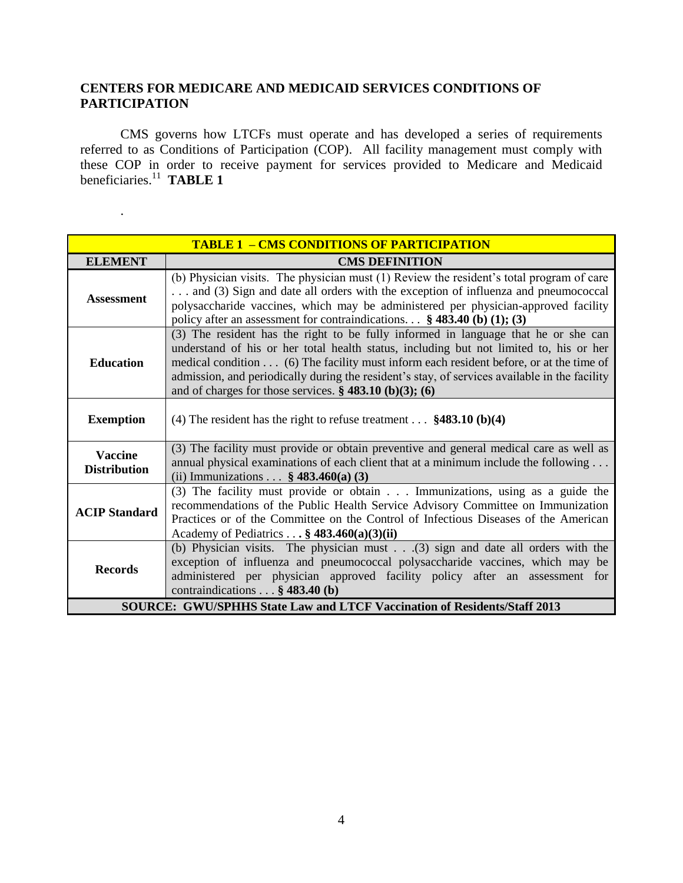## CENTERS FOR MEDICARE AND MEDICAID SERVICES CONDITIONS OF PARTICIPATION

CMS governs how LTCFs must operate and has developed a series of requirements referred to as Conditions of Participation (COP). All facility management must comply with these COP in order to receive payment for services provided to Medicare and Medicaid beneficiaries.[11] **TABLE 1**

.

| **TABLE 1 – CMS CONDITIONS OF PARTICIPATION** | |
|---|---|
| **ELEMENT** | **CMS DEFINITION** |
| **Assessment** | (b) Physician visits. The physician must (1) Review the resident's total program of care . . . and (3) Sign and date all orders with the exception of influenza and pneumococcal polysaccharide vaccines, which may be administered per physician-approved facility policy after an assessment for contraindications. . . **§ 483.40 (b) (1); (3)** |
| **Education** | (3) The resident has the right to be fully informed in language that he or she can understand of his or her total health status, including but not limited to, his or her medical condition . . . (6) The facility must inform each resident before, or at the time of admission, and periodically during the resident's stay, of services available in the facility and of charges for those services. **§ 483.10 (b)(3); (6)** |
| **Exemption** | (4) The resident has the right to refuse treatment . . . **§483.10 (b)(4)** |
| **Vaccine Distribution** | (3) The facility must provide or obtain preventive and general medical care as well as annual physical examinations of each client that at a minimum include the following . . . (ii) Immunizations . . . **§ 483.460(a) (3)** |
| **ACIP Standard** | (3) The facility must provide or obtain . . . Immunizations, using as a guide the recommendations of the Public Health Service Advisory Committee on Immunization Practices or of the Committee on the Control of Infectious Diseases of the American Academy of Pediatrics . . **. § 483.460(a)(3)(ii)** |
| **Records** | (b) Physician visits. The physician must . . .(3) sign and date all orders with the exception of influenza and pneumococcal polysaccharide vaccines, which may be administered per physician approved facility policy after an assessment for contraindications . . . **§ 483.40 (b)** |
| **SOURCE: GWU/SPHHS State Law and LTCF Vaccination of Residents/Staff 2013** | |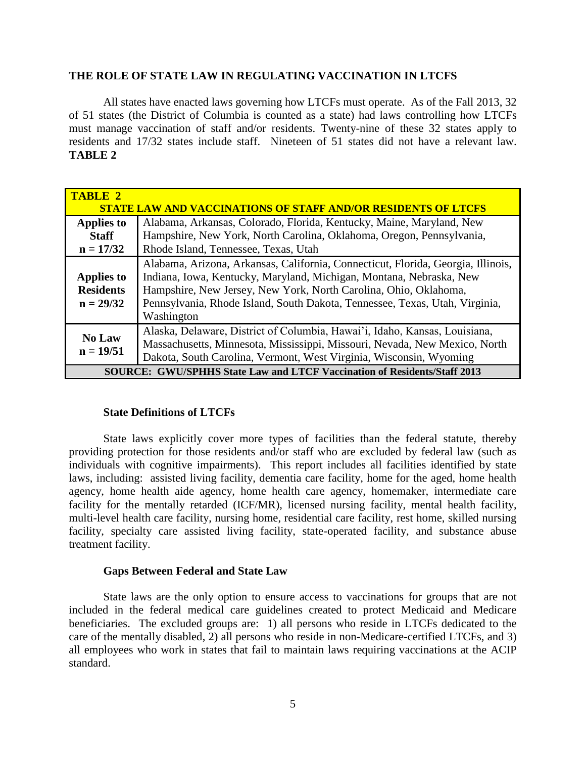## THE ROLE OF STATE LAW IN REGULATING VACCINATION IN LTCFS

All states have enacted laws governing how LTCFs must operate. As of the Fall 2013, 32 of 51 states (the District of Columbia is counted as a state) had laws controlling how LTCFs must manage vaccination of staff and/or residents. Twenty-nine of these 32 states apply to residents and 17/32 states include staff. Nineteen of 51 states did not have a relevant law. **TABLE 2**

| **TABLE 2**<br>**STATE LAW AND VACCINATIONS OF STAFF AND/OR RESIDENTS OF LTCFS** | |
|---|---|
| **Applies to Staff n = 17/32** | Alabama, Arkansas, Colorado, Florida, Kentucky, Maine, Maryland, New Hampshire, New York, North Carolina, Oklahoma, Oregon, Pennsylvania, Rhode Island, Tennessee, Texas, Utah |
| **Applies to Residents n = 29/32** | Alabama, Arizona, Arkansas, California, Connecticut, Florida, Georgia, Illinois, Indiana, Iowa, Kentucky, Maryland, Michigan, Montana, Nebraska, New Hampshire, New Jersey, New York, North Carolina, Ohio, Oklahoma, Pennsylvania, Rhode Island, South Dakota, Tennessee, Texas, Utah, Virginia, Washington |
| **No Law n = 19/51** | Alaska, Delaware, District of Columbia, Hawai'i, Idaho, Kansas, Louisiana, Massachusetts, Minnesota, Mississippi, Missouri, Nevada, New Mexico, North Dakota, South Carolina, Vermont, West Virginia, Wisconsin, Wyoming |
| **SOURCE: GWU/SPHHS State Law and LTCF Vaccination of Residents/Staff 2013** | |

### State Definitions of LTCFs

State laws explicitly cover more types of facilities than the federal statute, thereby providing protection for those residents and/or staff who are excluded by federal law (such as individuals with cognitive impairments). This report includes all facilities identified by state laws, including: assisted living facility, dementia care facility, home for the aged, home health agency, home health aide agency, home health care agency, homemaker, intermediate care facility for the mentally retarded (ICF/MR), licensed nursing facility, mental health facility, multi-level health care facility, nursing home, residential care facility, rest home, skilled nursing facility, specialty care assisted living facility, state-operated facility, and substance abuse treatment facility.

### Gaps Between Federal and State Law

State laws are the only option to ensure access to vaccinations for groups that are not included in the federal medical care guidelines created to protect Medicaid and Medicare beneficiaries. The excluded groups are: 1) all persons who reside in LTCFs dedicated to the care of the mentally disabled, 2) all persons who reside in non-Medicare-certified LTCFs, and 3) all employees who work in states that fail to maintain laws requiring vaccinations at the ACIP standard.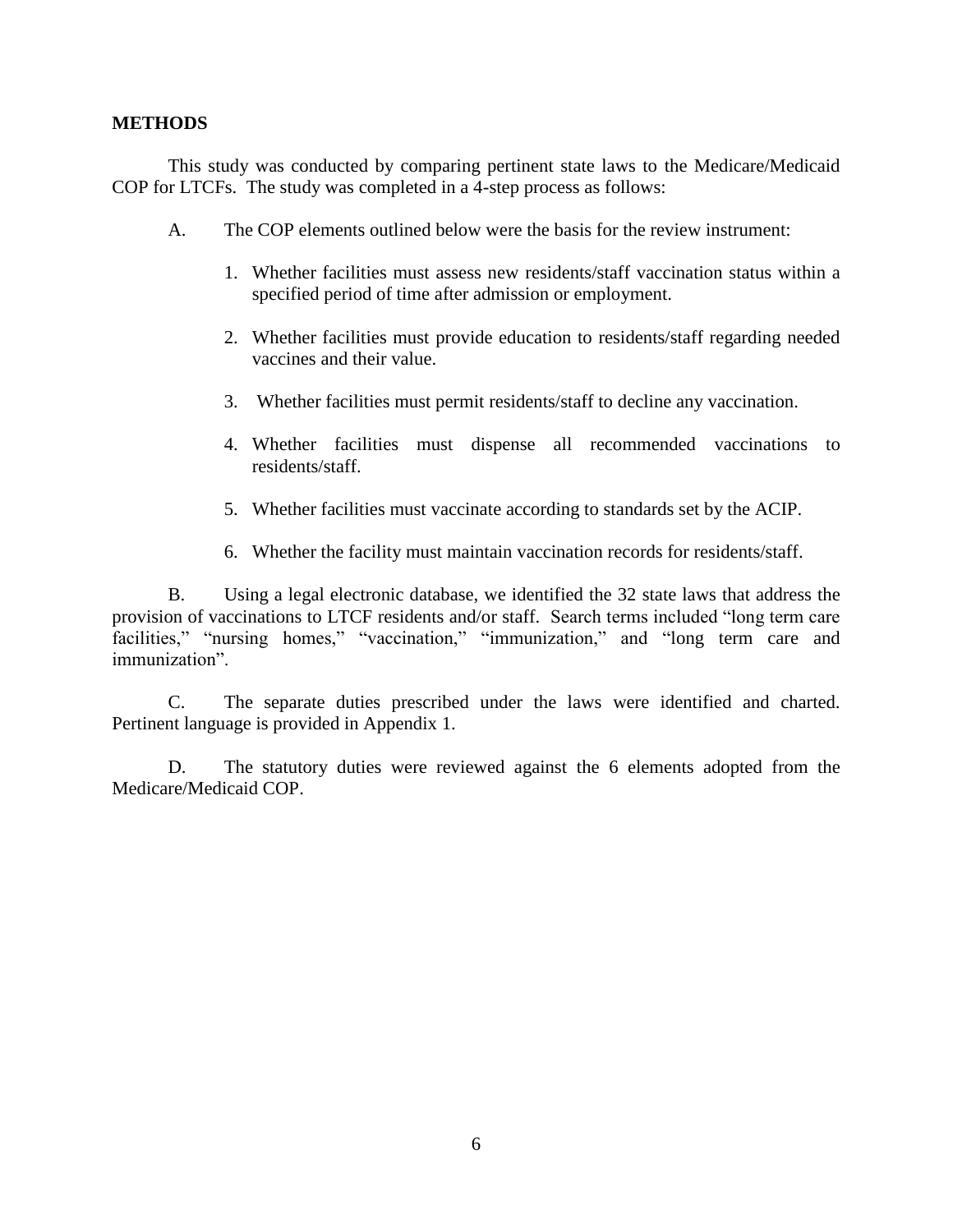## METHODS

This study was conducted by comparing pertinent state laws to the Medicare/Medicaid COP for LTCFs. The study was completed in a 4-step process as follows:

A. The COP elements outlined below were the basis for the review instrument:

1. Whether facilities must assess new residents/staff vaccination status within a specified period of time after admission or employment.

2. Whether facilities must provide education to residents/staff regarding needed vaccines and their value.

3. Whether facilities must permit residents/staff to decline any vaccination.

4. Whether facilities must dispense all recommended vaccinations to residents/staff.

5. Whether facilities must vaccinate according to standards set by the ACIP.

6. Whether the facility must maintain vaccination records for residents/staff.

B. Using a legal electronic database, we identified the 32 state laws that address the provision of vaccinations to LTCF residents and/or staff. Search terms included "long term care facilities," "nursing homes," "vaccination," "immunization," and "long term care and immunization".

C. The separate duties prescribed under the laws were identified and charted. Pertinent language is provided in Appendix 1.

D. The statutory duties were reviewed against the 6 elements adopted from the Medicare/Medicaid COP.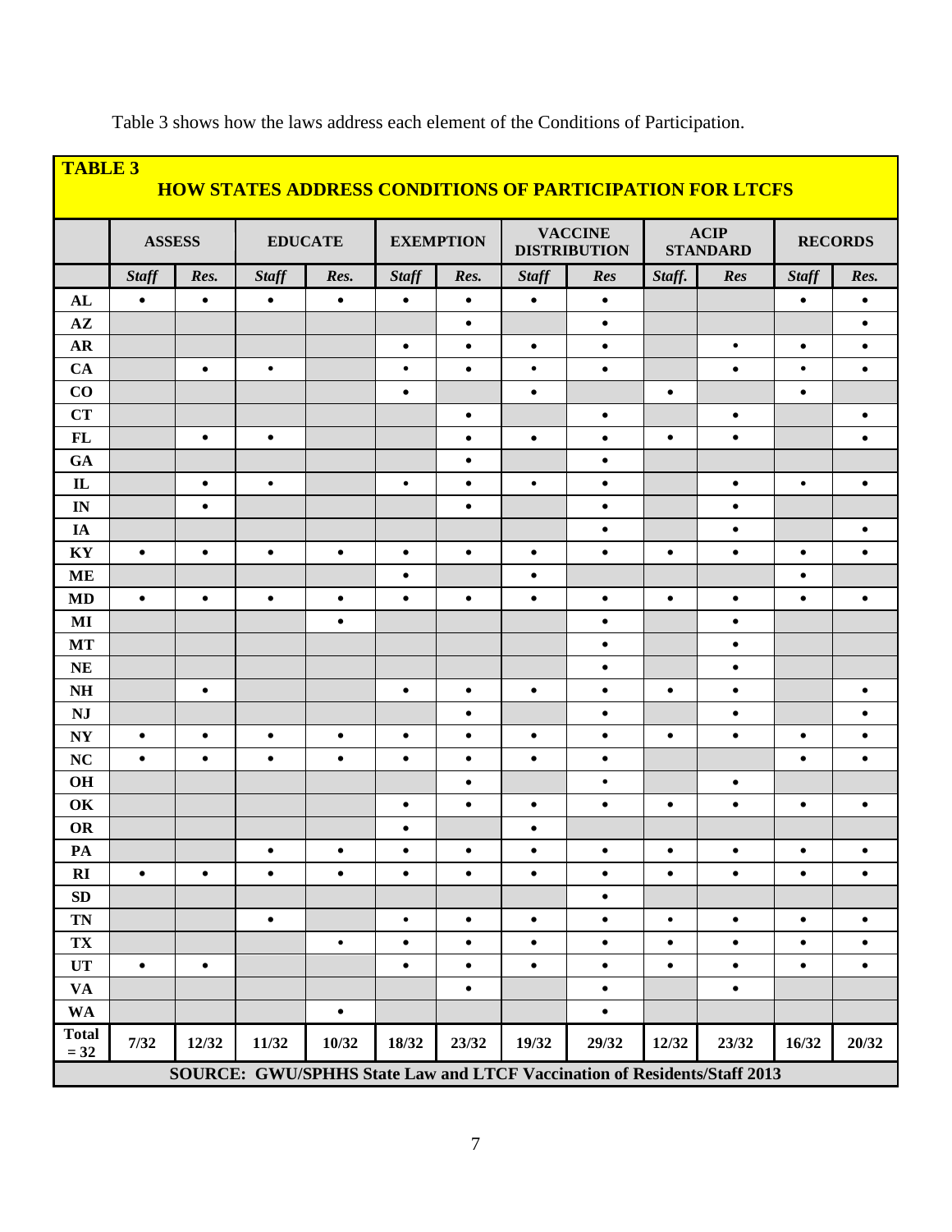Table 3 shows how the laws address each element of the Conditions of Participation.

**TABLE 3**
**HOW STATES ADDRESS CONDITIONS OF PARTICIPATION FOR LTCFS**

| | ASSESS | | EDUCATE | | EXEMPTION | | VACCINE DISTRIBUTION | | ACIP STANDARD | | RECORDS | |
|---|---|---|---|---|---|---|---|---|---|---|---|---|
| | *Staff* | *Res.* | *Staff* | *Res.* | *Staff* | *Res.* | *Staff* | *Res* | *Staff.* | *Res* | *Staff* | *Res.* |
| **AL** | • | • | • | • | • | • | • | • | | | • | • |
| **AZ** | | | | | | • | | • | | | | • |
| **AR** | | | | | • | • | • | • | | • | • | • |
| **CA** | | • | • | | • | • | • | • | | • | • | • |
| **CO** | | | | | • | | • | | • | | • | |
| **CT** | | | | | | • | | • | | • | | • |
| **FL** | | • | • | | | • | • | • | • | • | | • |
| **GA** | | | | | | • | | • | | | | |
| **IL** | | • | • | | • | • | • | • | | • | • | • |
| **IN** | | • | | | | • | | • | | • | | |
| **IA** | | | | | | | | • | | • | | • |
| **KY** | • | • | • | • | • | • | • | • | • | • | • | • |
| **ME** | | | | | • | | • | | | | • | |
| **MD** | • | • | • | • | • | • | • | • | • | • | • | • |
| **MI** | | | | • | | | | • | | • | | |
| **MT** | | | | | | | | • | | • | | |
| **NE** | | | | | | | | • | | • | | |
| **NH** | | • | | | • | • | • | • | • | • | | • |
| **NJ** | | | | | | • | | • | | • | | • |
| **NY** | • | • | • | • | • | • | • | • | • | • | • | • |
| **NC** | • | • | • | • | • | • | • | • | | | • | • |
| **OH** | | | | | | • | | • | | • | | |
| **OK** | | | | | • | • | • | • | • | • | • | • |
| **OR** | | | | | • | | • | | | | | |
| **PA** | | | • | • | • | • | • | • | • | • | • | • |
| **RI** | • | • | • | • | • | • | • | • | • | • | • | • |
| **SD** | | | | | | | | • | | | | |
| **TN** | | | • | | • | • | • | • | • | • | • | • |
| **TX** | | | | • | • | • | • | • | • | • | • | • |
| **UT** | • | • | | | • | • | • | • | • | • | • | • |
| **VA** | | | | | | • | | • | | • | | |
| **WA** | | | | • | | | | • | | | | |
| **Total = 32** | 7/32 | 12/32 | 11/32 | 10/32 | 18/32 | 23/32 | 19/32 | 29/32 | 12/32 | 23/32 | 16/32 | 20/32 |

**SOURCE: GWU/SPHHS State Law and LTCF Vaccination of Residents/Staff 2013**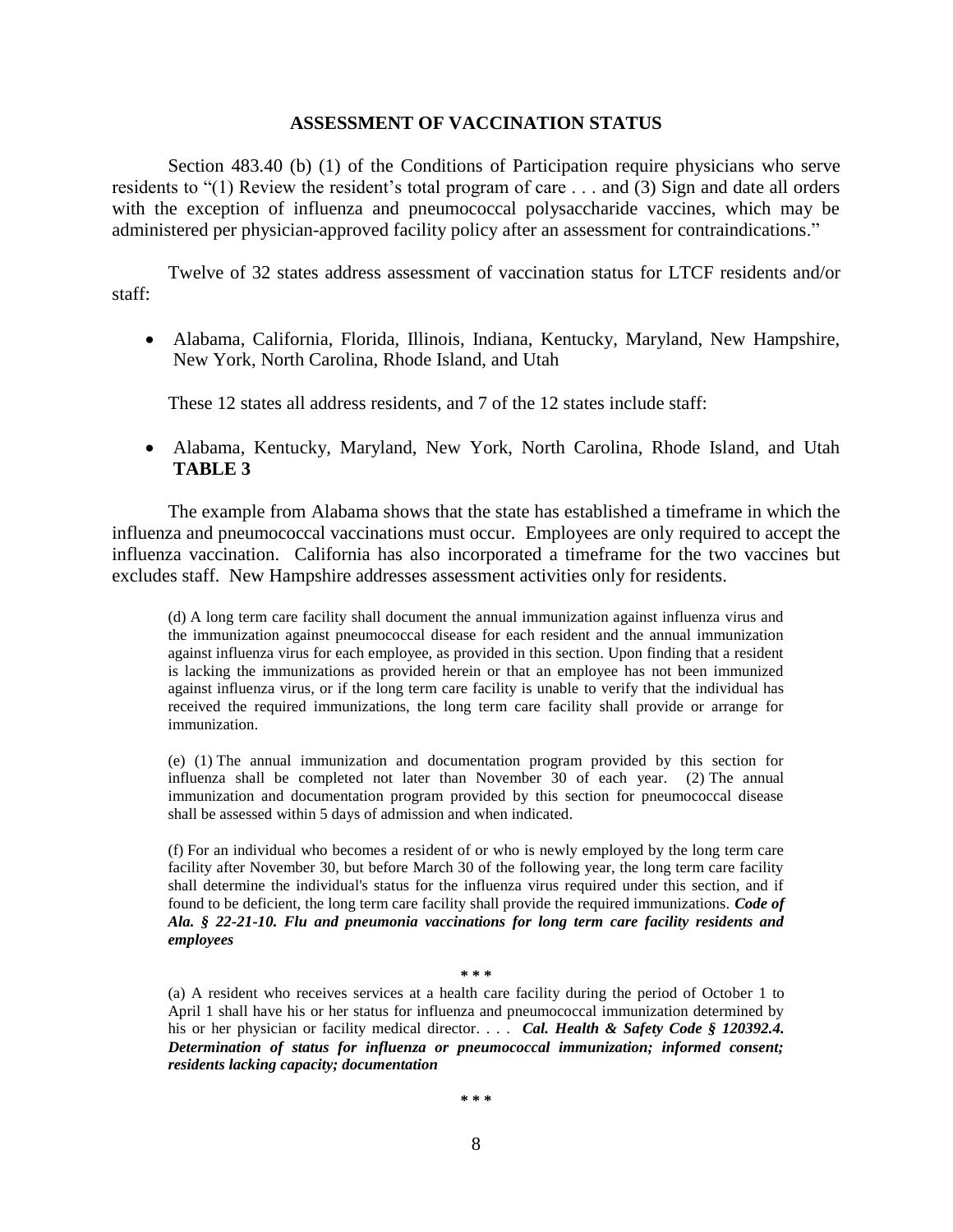## ASSESSMENT OF VACCINATION STATUS

Section 483.40 (b) (1) of the Conditions of Participation require physicians who serve residents to "(1) Review the resident's total program of care . . . and (3) Sign and date all orders with the exception of influenza and pneumococcal polysaccharide vaccines, which may be administered per physician-approved facility policy after an assessment for contraindications."

Twelve of 32 states address assessment of vaccination status for LTCF residents and/or staff:

- Alabama, California, Florida, Illinois, Indiana, Kentucky, Maryland, New Hampshire, New York, North Carolina, Rhode Island, and Utah

These 12 states all address residents, and 7 of the 12 states include staff:

- Alabama, Kentucky, Maryland, New York, North Carolina, Rhode Island, and Utah **TABLE 3**

The example from Alabama shows that the state has established a timeframe in which the influenza and pneumococcal vaccinations must occur. Employees are only required to accept the influenza vaccination. California has also incorporated a timeframe for the two vaccines but excludes staff. New Hampshire addresses assessment activities only for residents.

> (d) A long term care facility shall document the annual immunization against influenza virus and the immunization against pneumococcal disease for each resident and the annual immunization against influenza virus for each employee, as provided in this section. Upon finding that a resident is lacking the immunizations as provided herein or that an employee has not been immunized against influenza virus, or if the long term care facility is unable to verify that the individual has received the required immunizations, the long term care facility shall provide or arrange for immunization.
>
> (e) (1) The annual immunization and documentation program provided by this section for influenza shall be completed not later than November 30 of each year. (2) The annual immunization and documentation program provided by this section for pneumococcal disease shall be assessed within 5 days of admission and when indicated.
>
> (f) For an individual who becomes a resident of or who is newly employed by the long term care facility after November 30, but before March 30 of the following year, the long term care facility shall determine the individual's status for the influenza virus required under this section, and if found to be deficient, the long term care facility shall provide the required immunizations. ***Code of Ala. § 22-21-10. Flu and pneumonia vaccinations for long term care facility residents and employees***
>
> \* \* \*
>
> (a) A resident who receives services at a health care facility during the period of October 1 to April 1 shall have his or her status for influenza and pneumococcal immunization determined by his or her physician or facility medical director. . . . ***Cal. Health & Safety Code § 120392.4. Determination of status for influenza or pneumococcal immunization; informed consent; residents lacking capacity; documentation***
>
> \* \* \*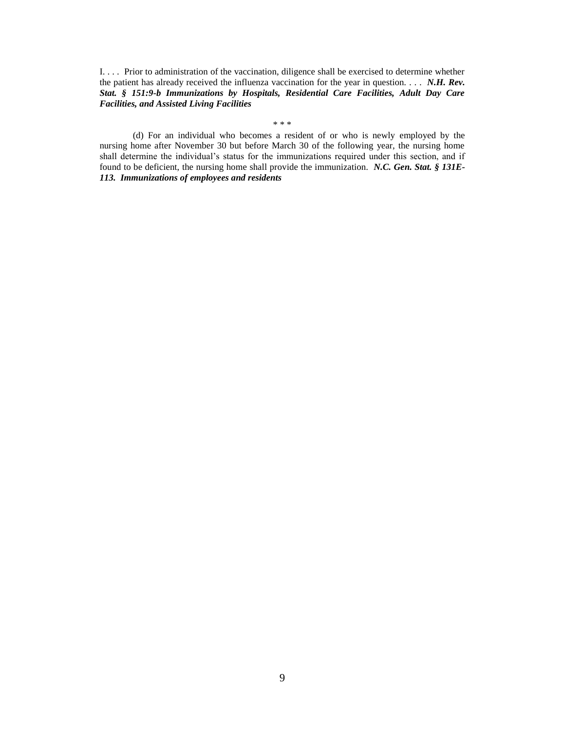I. . . . Prior to administration of the vaccination, diligence shall be exercised to determine whether the patient has already received the influenza vaccination for the year in question. . . . ***N.H. Rev. Stat. § 151:9-b Immunizations by Hospitals, Residential Care Facilities, Adult Day Care Facilities, and Assisted Living Facilities***

\* \* \*

(d) For an individual who becomes a resident of or who is newly employed by the nursing home after November 30 but before March 30 of the following year, the nursing home shall determine the individual's status for the immunizations required under this section, and if found to be deficient, the nursing home shall provide the immunization. ***N.C. Gen. Stat. § 131E-113. Immunizations of employees and residents***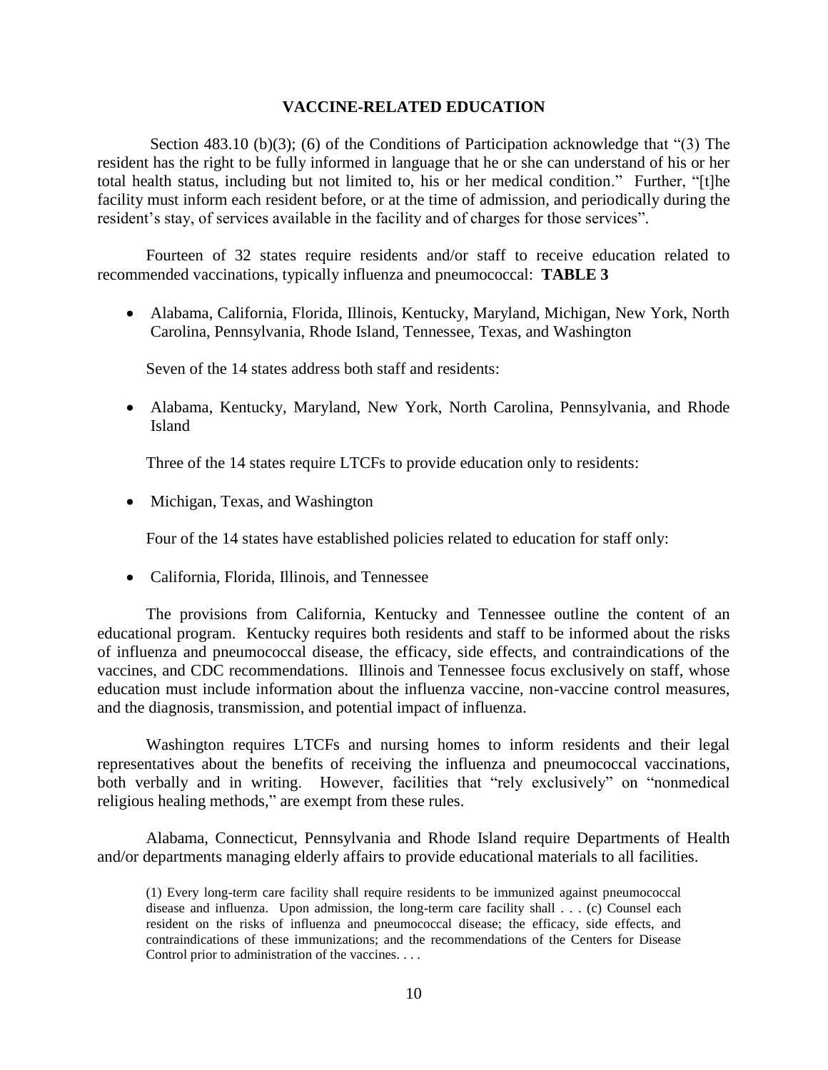## VACCINE-RELATED EDUCATION

Section 483.10 (b)(3); (6) of the Conditions of Participation acknowledge that "(3) The resident has the right to be fully informed in language that he or she can understand of his or her total health status, including but not limited to, his or her medical condition." Further, "[t]he facility must inform each resident before, or at the time of admission, and periodically during the resident's stay, of services available in the facility and of charges for those services".

Fourteen of 32 states require residents and/or staff to receive education related to recommended vaccinations, typically influenza and pneumococcal: **TABLE 3**

- Alabama, California, Florida, Illinois, Kentucky, Maryland, Michigan, New York, North Carolina, Pennsylvania, Rhode Island, Tennessee, Texas, and Washington

Seven of the 14 states address both staff and residents:

- Alabama, Kentucky, Maryland, New York, North Carolina, Pennsylvania, and Rhode Island

Three of the 14 states require LTCFs to provide education only to residents:

- Michigan, Texas, and Washington

Four of the 14 states have established policies related to education for staff only:

- California, Florida, Illinois, and Tennessee

The provisions from California, Kentucky and Tennessee outline the content of an educational program. Kentucky requires both residents and staff to be informed about the risks of influenza and pneumococcal disease, the efficacy, side effects, and contraindications of the vaccines, and CDC recommendations. Illinois and Tennessee focus exclusively on staff, whose education must include information about the influenza vaccine, non-vaccine control measures, and the diagnosis, transmission, and potential impact of influenza.

Washington requires LTCFs and nursing homes to inform residents and their legal representatives about the benefits of receiving the influenza and pneumococcal vaccinations, both verbally and in writing. However, facilities that "rely exclusively" on "nonmedical religious healing methods," are exempt from these rules.

Alabama, Connecticut, Pennsylvania and Rhode Island require Departments of Health and/or departments managing elderly affairs to provide educational materials to all facilities.

> (1) Every long-term care facility shall require residents to be immunized against pneumococcal disease and influenza. Upon admission, the long-term care facility shall . . . (c) Counsel each resident on the risks of influenza and pneumococcal disease; the efficacy, side effects, and contraindications of these immunizations; and the recommendations of the Centers for Disease Control prior to administration of the vaccines. . . .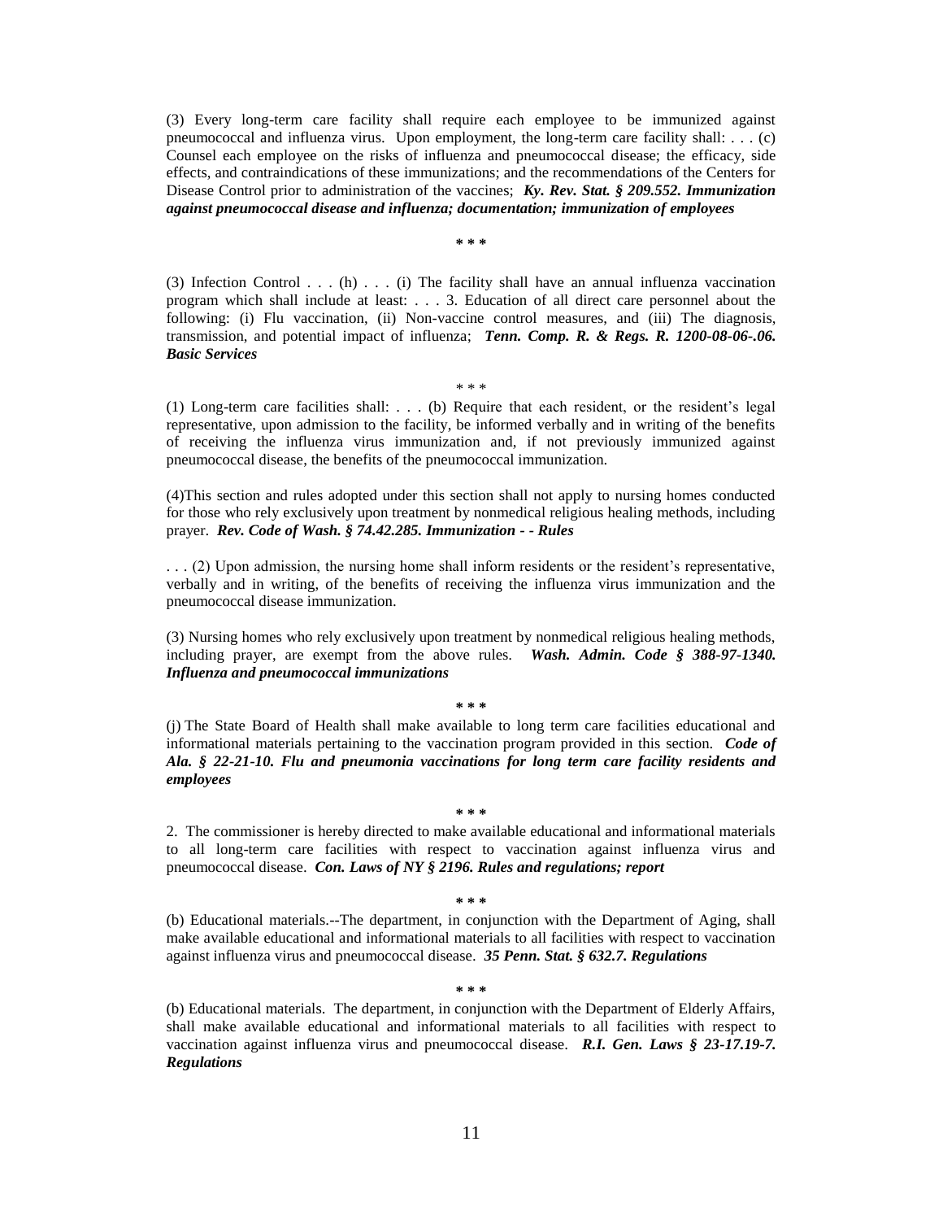(3) Every long-term care facility shall require each employee to be immunized against pneumococcal and influenza virus. Upon employment, the long-term care facility shall: . . . (c) Counsel each employee on the risks of influenza and pneumococcal disease; the efficacy, side effects, and contraindications of these immunizations; and the recommendations of the Centers for Disease Control prior to administration of the vaccines; ***Ky. Rev. Stat. § 209.552. Immunization against pneumococcal disease and influenza; documentation; immunization of employees***

**\* \* \***

(3) Infection Control . . . (h) . . . (i) The facility shall have an annual influenza vaccination program which shall include at least: . . . 3. Education of all direct care personnel about the following: (i) Flu vaccination, (ii) Non-vaccine control measures, and (iii) The diagnosis, transmission, and potential impact of influenza; ***Tenn. Comp. R. & Regs. R. 1200-08-06-.06. Basic Services***

\* \* \*

(1) Long-term care facilities shall: . . . (b) Require that each resident, or the resident's legal representative, upon admission to the facility, be informed verbally and in writing of the benefits of receiving the influenza virus immunization and, if not previously immunized against pneumococcal disease, the benefits of the pneumococcal immunization.

(4)This section and rules adopted under this section shall not apply to nursing homes conducted for those who rely exclusively upon treatment by nonmedical religious healing methods, including prayer. ***Rev. Code of Wash. § 74.42.285. Immunization - - Rules***

. . . (2) Upon admission, the nursing home shall inform residents or the resident's representative, verbally and in writing, of the benefits of receiving the influenza virus immunization and the pneumococcal disease immunization.

(3) Nursing homes who rely exclusively upon treatment by nonmedical religious healing methods, including prayer, are exempt from the above rules. ***Wash. Admin. Code § 388-97-1340. Influenza and pneumococcal immunizations***

**\* \* \***

(j) The State Board of Health shall make available to long term care facilities educational and informational materials pertaining to the vaccination program provided in this section. ***Code of Ala. § 22-21-10. Flu and pneumonia vaccinations for long term care facility residents and employees***

**\* \* \***

2. The commissioner is hereby directed to make available educational and informational materials to all long-term care facilities with respect to vaccination against influenza virus and pneumococcal disease. ***Con. Laws of NY § 2196. Rules and regulations; report***

**\* \* \***

(b) Educational materials.--The department, in conjunction with the Department of Aging, shall make available educational and informational materials to all facilities with respect to vaccination against influenza virus and pneumococcal disease. ***35 Penn. Stat. § 632.7. Regulations***

**\* \* \***

(b) Educational materials. The department, in conjunction with the Department of Elderly Affairs, shall make available educational and informational materials to all facilities with respect to vaccination against influenza virus and pneumococcal disease. ***R.I. Gen. Laws § 23-17.19-7. Regulations***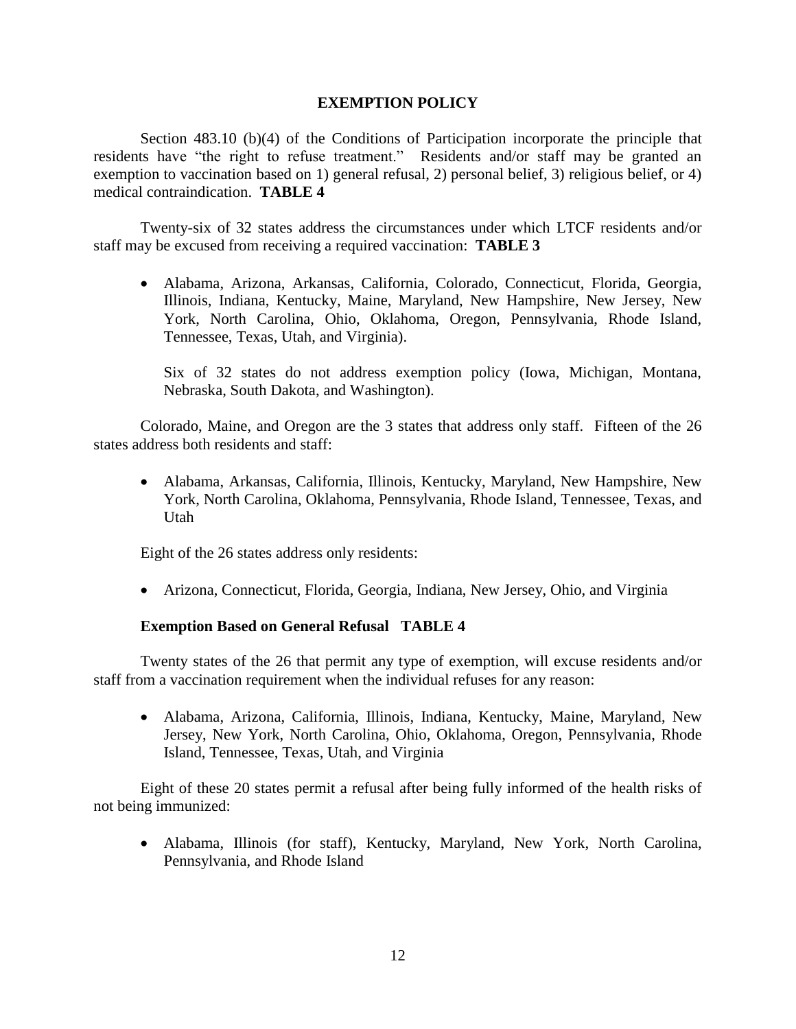## EXEMPTION POLICY

Section 483.10 (b)(4) of the Conditions of Participation incorporate the principle that residents have "the right to refuse treatment." Residents and/or staff may be granted an exemption to vaccination based on 1) general refusal, 2) personal belief, 3) religious belief, or 4) medical contraindication. **TABLE 4**

Twenty-six of 32 states address the circumstances under which LTCF residents and/or staff may be excused from receiving a required vaccination: **TABLE 3**

- Alabama, Arizona, Arkansas, California, Colorado, Connecticut, Florida, Georgia, Illinois, Indiana, Kentucky, Maine, Maryland, New Hampshire, New Jersey, New York, North Carolina, Ohio, Oklahoma, Oregon, Pennsylvania, Rhode Island, Tennessee, Texas, Utah, and Virginia).

  Six of 32 states do not address exemption policy (Iowa, Michigan, Montana, Nebraska, South Dakota, and Washington).

Colorado, Maine, and Oregon are the 3 states that address only staff. Fifteen of the 26 states address both residents and staff:

- Alabama, Arkansas, California, Illinois, Kentucky, Maryland, New Hampshire, New York, North Carolina, Oklahoma, Pennsylvania, Rhode Island, Tennessee, Texas, and Utah

Eight of the 26 states address only residents:

- Arizona, Connecticut, Florida, Georgia, Indiana, New Jersey, Ohio, and Virginia

### Exemption Based on General Refusal TABLE 4

Twenty states of the 26 that permit any type of exemption, will excuse residents and/or staff from a vaccination requirement when the individual refuses for any reason:

- Alabama, Arizona, California, Illinois, Indiana, Kentucky, Maine, Maryland, New Jersey, New York, North Carolina, Ohio, Oklahoma, Oregon, Pennsylvania, Rhode Island, Tennessee, Texas, Utah, and Virginia

Eight of these 20 states permit a refusal after being fully informed of the health risks of not being immunized:

- Alabama, Illinois (for staff), Kentucky, Maryland, New York, North Carolina, Pennsylvania, and Rhode Island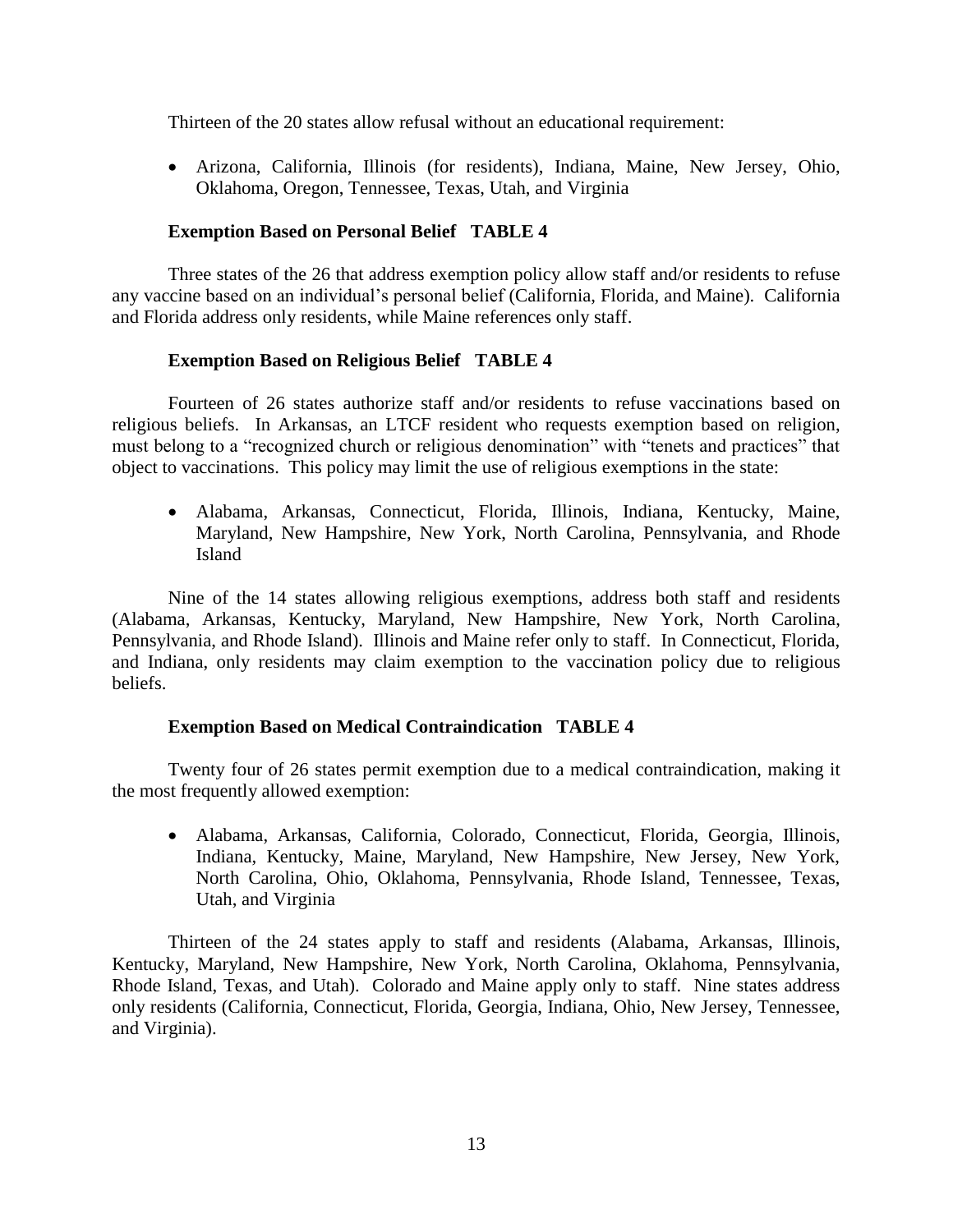Thirteen of the 20 states allow refusal without an educational requirement:

- Arizona, California, Illinois (for residents), Indiana, Maine, New Jersey, Ohio, Oklahoma, Oregon, Tennessee, Texas, Utah, and Virginia

### Exemption Based on Personal Belief TABLE 4

Three states of the 26 that address exemption policy allow staff and/or residents to refuse any vaccine based on an individual's personal belief (California, Florida, and Maine). California and Florida address only residents, while Maine references only staff.

### Exemption Based on Religious Belief TABLE 4

Fourteen of 26 states authorize staff and/or residents to refuse vaccinations based on religious beliefs. In Arkansas, an LTCF resident who requests exemption based on religion, must belong to a "recognized church or religious denomination" with "tenets and practices" that object to vaccinations. This policy may limit the use of religious exemptions in the state:

- Alabama, Arkansas, Connecticut, Florida, Illinois, Indiana, Kentucky, Maine, Maryland, New Hampshire, New York, North Carolina, Pennsylvania, and Rhode Island

Nine of the 14 states allowing religious exemptions, address both staff and residents (Alabama, Arkansas, Kentucky, Maryland, New Hampshire, New York, North Carolina, Pennsylvania, and Rhode Island). Illinois and Maine refer only to staff. In Connecticut, Florida, and Indiana, only residents may claim exemption to the vaccination policy due to religious beliefs.

### Exemption Based on Medical Contraindication TABLE 4

Twenty four of 26 states permit exemption due to a medical contraindication, making it the most frequently allowed exemption:

- Alabama, Arkansas, California, Colorado, Connecticut, Florida, Georgia, Illinois, Indiana, Kentucky, Maine, Maryland, New Hampshire, New Jersey, New York, North Carolina, Ohio, Oklahoma, Pennsylvania, Rhode Island, Tennessee, Texas, Utah, and Virginia

Thirteen of the 24 states apply to staff and residents (Alabama, Arkansas, Illinois, Kentucky, Maryland, New Hampshire, New York, North Carolina, Oklahoma, Pennsylvania, Rhode Island, Texas, and Utah). Colorado and Maine apply only to staff. Nine states address only residents (California, Connecticut, Florida, Georgia, Indiana, Ohio, New Jersey, Tennessee, and Virginia).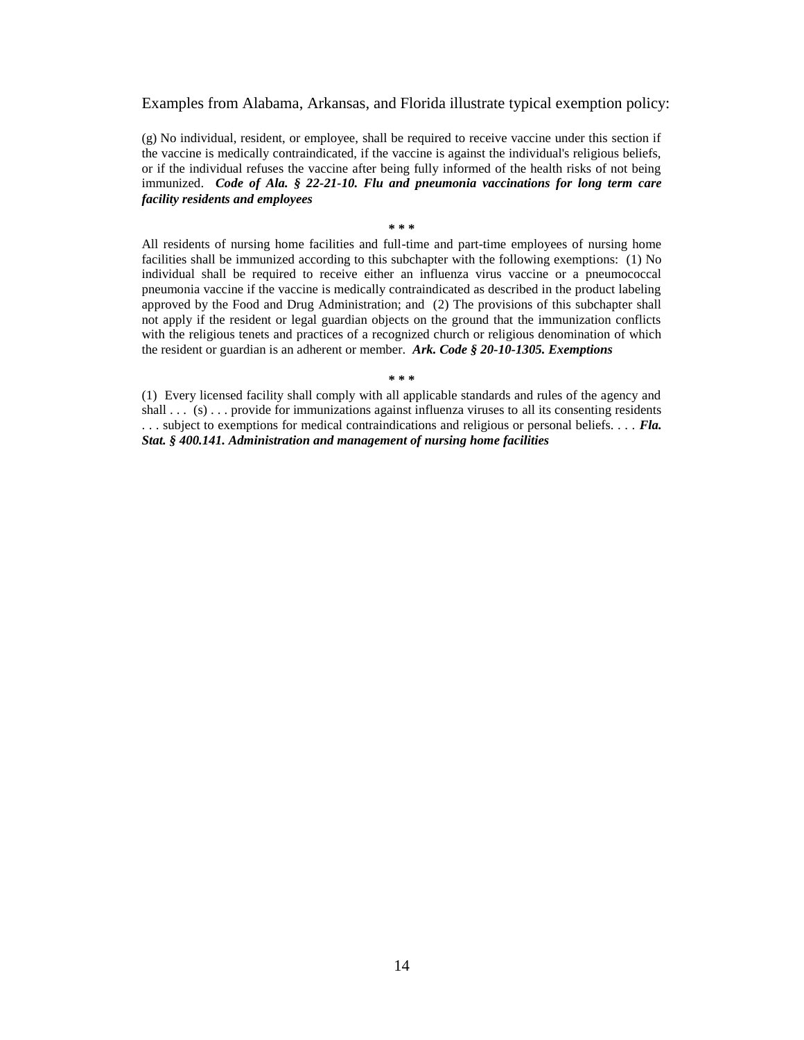Examples from Alabama, Arkansas, and Florida illustrate typical exemption policy:

(g) No individual, resident, or employee, shall be required to receive vaccine under this section if the vaccine is medically contraindicated, if the vaccine is against the individual's religious beliefs, or if the individual refuses the vaccine after being fully informed of the health risks of not being immunized. ***Code of Ala. § 22-21-10. Flu and pneumonia vaccinations for long term care facility residents and employees***

**\* \* \***

All residents of nursing home facilities and full-time and part-time employees of nursing home facilities shall be immunized according to this subchapter with the following exemptions: (1) No individual shall be required to receive either an influenza virus vaccine or a pneumococcal pneumonia vaccine if the vaccine is medically contraindicated as described in the product labeling approved by the Food and Drug Administration; and (2) The provisions of this subchapter shall not apply if the resident or legal guardian objects on the ground that the immunization conflicts with the religious tenets and practices of a recognized church or religious denomination of which the resident or guardian is an adherent or member. ***Ark. Code § 20-10-1305. Exemptions***

**\* \* \***

(1) Every licensed facility shall comply with all applicable standards and rules of the agency and shall . . . (s) . . . provide for immunizations against influenza viruses to all its consenting residents . . . subject to exemptions for medical contraindications and religious or personal beliefs. . . . ***Fla. Stat. § 400.141. Administration and management of nursing home facilities***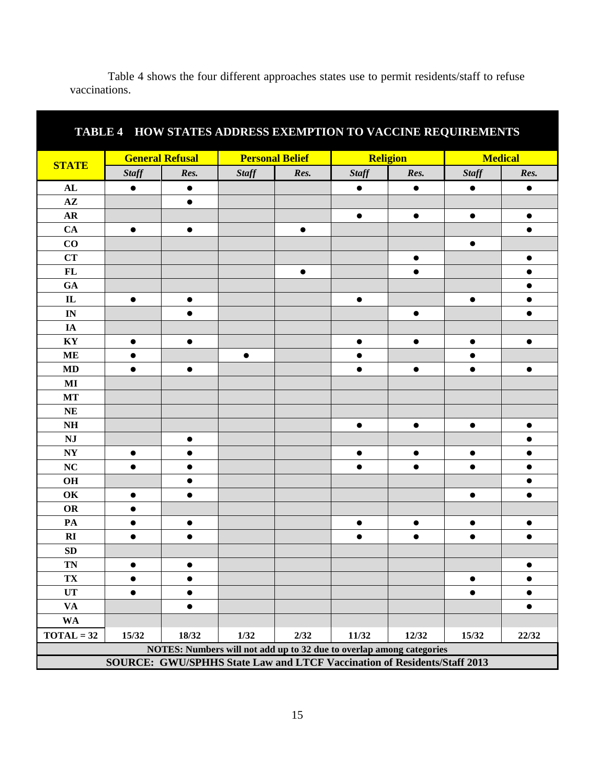Table 4 shows the four different approaches states use to permit residents/staff to refuse vaccinations.

**TABLE 4 HOW STATES ADDRESS EXEMPTION TO VACCINE REQUIREMENTS**

| STATE | General Refusal | | Personal Belief | | Religion | | Medical | |
|---|---|---|---|---|---|---|---|---|
| | *Staff* | *Res.* | *Staff* | *Res.* | *Staff* | *Res.* | *Staff* | *Res.* |
| AL | ● | ● | | | ● | ● | ● | ● |
| AZ | | ● | | | | | | |
| AR | | | | | ● | ● | ● | ● |
| CA | ● | ● | | ● | | | | ● |
| CO | | | | | | | ● | |
| CT | | | | | | ● | | ● |
| FL | | | | ● | | ● | | ● |
| GA | | | | | | | | ● |
| IL | ● | ● | | | ● | | ● | ● |
| IN | | ● | | | | ● | | ● |
| IA | | | | | | | | |
| KY | ● | ● | | | ● | ● | ● | ● |
| ME | ● | | ● | | ● | | ● | |
| MD | ● | ● | | | ● | ● | ● | ● |
| MI | | | | | | | | |
| MT | | | | | | | | |
| NE | | | | | | | | |
| NH | | | | | ● | ● | ● | ● |
| NJ | | ● | | | | | | ● |
| NY | ● | ● | | | ● | ● | ● | ● |
| NC | ● | ● | | | ● | ● | ● | ● |
| OH | | ● | | | | | | ● |
| OK | ● | ● | | | | | ● | ● |
| OR | ● | | | | | | | |
| PA | ● | ● | | | ● | ● | ● | ● |
| RI | ● | ● | | | ● | ● | ● | ● |
| SD | | | | | | | | |
| TN | ● | ● | | | | | | ● |
| TX | ● | ● | | | | | ● | ● |
| UT | ● | ● | | | | | ● | ● |
| VA | | ● | | | | | | ● |
| WA | | | | | | | | |
| **TOTAL = 32** | **15/32** | **18/32** | **1/32** | **2/32** | **11/32** | **12/32** | **15/32** | **22/32** |

**NOTES: Numbers will not add up to 32 due to overlap among categories**

**SOURCE: GWU/SPHHS State Law and LTCF Vaccination of Residents/Staff 2013**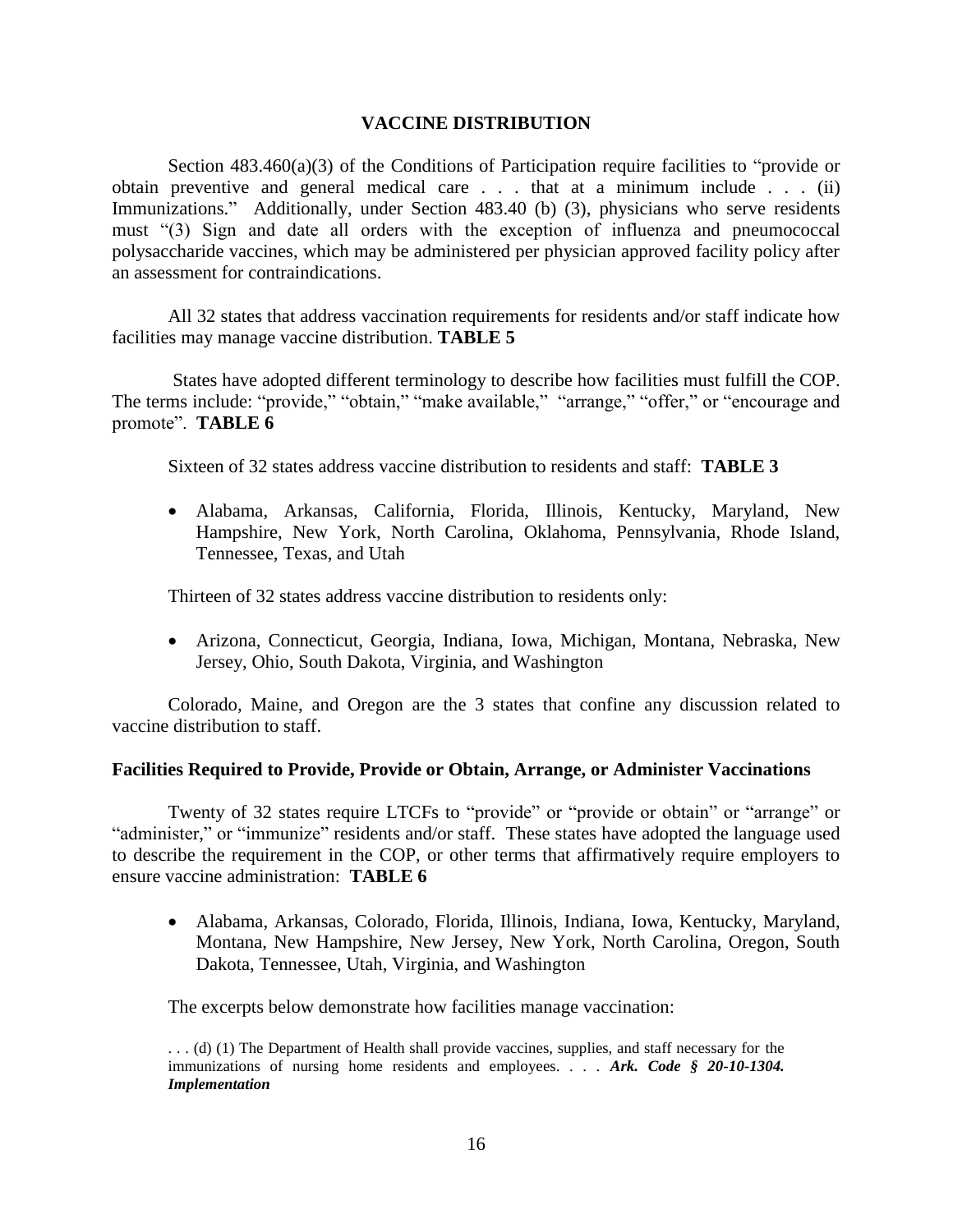## VACCINE DISTRIBUTION

Section 483.460(a)(3) of the Conditions of Participation require facilities to "provide or obtain preventive and general medical care . . . that at a minimum include . . . (ii) Immunizations." Additionally, under Section 483.40 (b) (3), physicians who serve residents must "(3) Sign and date all orders with the exception of influenza and pneumococcal polysaccharide vaccines, which may be administered per physician approved facility policy after an assessment for contraindications.

All 32 states that address vaccination requirements for residents and/or staff indicate how facilities may manage vaccine distribution. **TABLE 5**

States have adopted different terminology to describe how facilities must fulfill the COP. The terms include: "provide," "obtain," "make available," "arrange," "offer," or "encourage and promote". **TABLE 6**

Sixteen of 32 states address vaccine distribution to residents and staff: **TABLE 3**

- Alabama, Arkansas, California, Florida, Illinois, Kentucky, Maryland, New Hampshire, New York, North Carolina, Oklahoma, Pennsylvania, Rhode Island, Tennessee, Texas, and Utah

Thirteen of 32 states address vaccine distribution to residents only:

- Arizona, Connecticut, Georgia, Indiana, Iowa, Michigan, Montana, Nebraska, New Jersey, Ohio, South Dakota, Virginia, and Washington

Colorado, Maine, and Oregon are the 3 states that confine any discussion related to vaccine distribution to staff.

### Facilities Required to Provide, Provide or Obtain, Arrange, or Administer Vaccinations

Twenty of 32 states require LTCFs to "provide" or "provide or obtain" or "arrange" or "administer," or "immunize" residents and/or staff. These states have adopted the language used to describe the requirement in the COP, or other terms that affirmatively require employers to ensure vaccine administration: **TABLE 6**

- Alabama, Arkansas, Colorado, Florida, Illinois, Indiana, Iowa, Kentucky, Maryland, Montana, New Hampshire, New Jersey, New York, North Carolina, Oregon, South Dakota, Tennessee, Utah, Virginia, and Washington

The excerpts below demonstrate how facilities manage vaccination:

> . . . (d) (1) The Department of Health shall provide vaccines, supplies, and staff necessary for the immunizations of nursing home residents and employees. . . . ***Ark. Code § 20-10-1304. Implementation***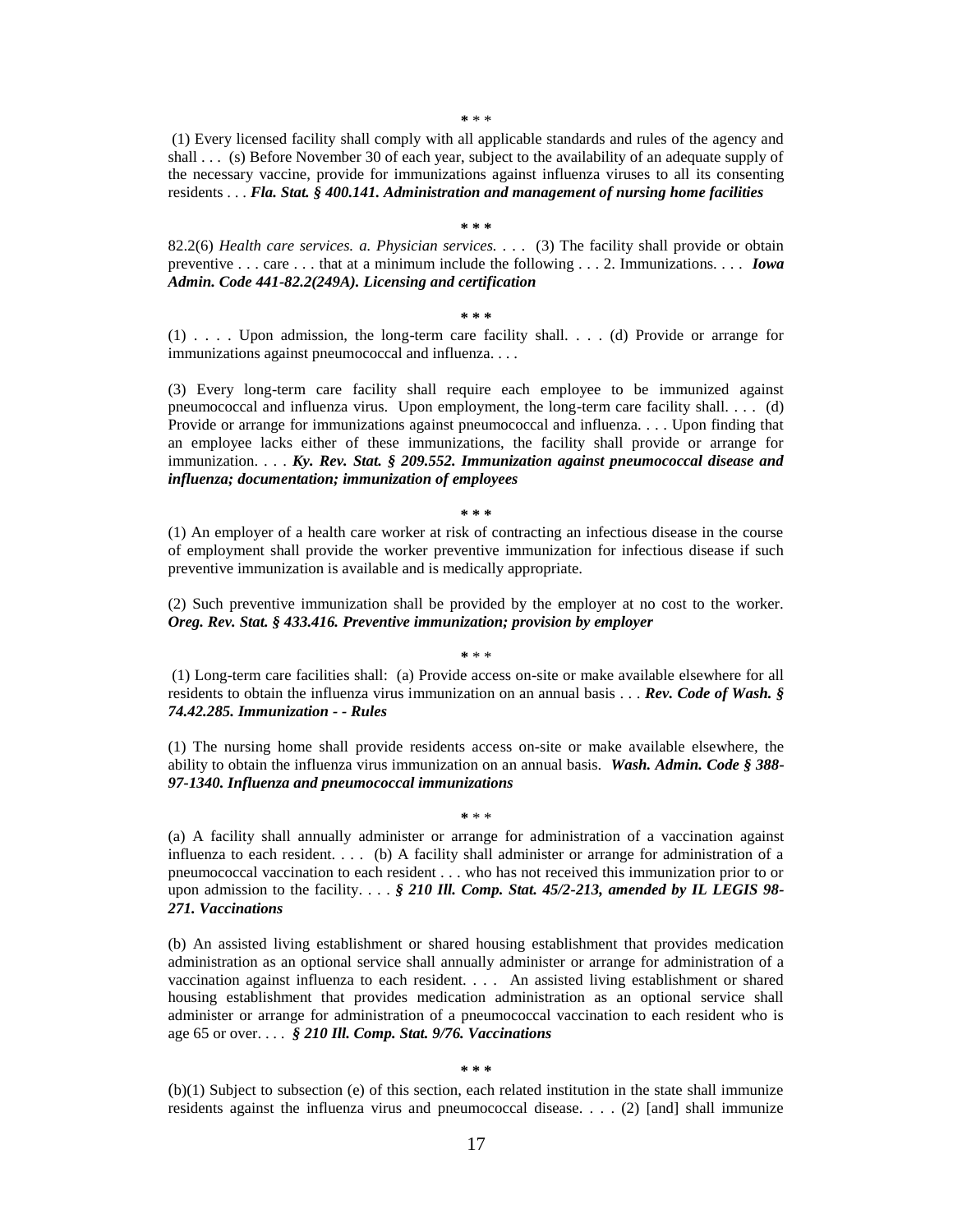**\*** \* \*

(1) Every licensed facility shall comply with all applicable standards and rules of the agency and shall . . . (s) Before November 30 of each year, subject to the availability of an adequate supply of the necessary vaccine, provide for immunizations against influenza viruses to all its consenting residents . . . ***Fla. Stat. § 400.141. Administration and management of nursing home facilities***

**\* \* \***

82.2(6) *Health care services. a. Physician services.* . . . (3) The facility shall provide or obtain preventive . . . care . . . that at a minimum include the following . . . 2. Immunizations. . . . ***Iowa Admin. Code 441-82.2(249A). Licensing and certification***

**\* \* \***

(1) . . . . Upon admission, the long-term care facility shall. . . . (d) Provide or arrange for immunizations against pneumococcal and influenza. . . .

(3) Every long-term care facility shall require each employee to be immunized against pneumococcal and influenza virus. Upon employment, the long-term care facility shall. . . . (d) Provide or arrange for immunizations against pneumococcal and influenza. . . . Upon finding that an employee lacks either of these immunizations, the facility shall provide or arrange for immunization. . . . ***Ky. Rev. Stat. § 209.552. Immunization against pneumococcal disease and influenza; documentation; immunization of employees***

**\* \* \***

(1) An employer of a health care worker at risk of contracting an infectious disease in the course of employment shall provide the worker preventive immunization for infectious disease if such preventive immunization is available and is medically appropriate.

(2) Such preventive immunization shall be provided by the employer at no cost to the worker. ***Oreg. Rev. Stat. § 433.416. Preventive immunization; provision by employer***

**\*** \* \*

(1) Long-term care facilities shall: (a) Provide access on-site or make available elsewhere for all residents to obtain the influenza virus immunization on an annual basis . . . ***Rev. Code of Wash. § 74.42.285. Immunization - - Rules***

(1) The nursing home shall provide residents access on-site or make available elsewhere, the ability to obtain the influenza virus immunization on an annual basis. ***Wash. Admin. Code § 388-97-1340. Influenza and pneumococcal immunizations***

**\*** \* \*

(a) A facility shall annually administer or arrange for administration of a vaccination against influenza to each resident. . . . (b) A facility shall administer or arrange for administration of a pneumococcal vaccination to each resident . . . who has not received this immunization prior to or upon admission to the facility. . . . ***§ 210 Ill. Comp. Stat. 45/2-213, amended by IL LEGIS 98-271. Vaccinations***

(b) An assisted living establishment or shared housing establishment that provides medication administration as an optional service shall annually administer or arrange for administration of a vaccination against influenza to each resident. . . . An assisted living establishment or shared housing establishment that provides medication administration as an optional service shall administer or arrange for administration of a pneumococcal vaccination to each resident who is age 65 or over. . . . ***§ 210 Ill. Comp. Stat. 9/76. Vaccinations***

**\* \* \***

(b)(1) Subject to subsection (e) of this section, each related institution in the state shall immunize residents against the influenza virus and pneumococcal disease. . . . (2) [and] shall immunize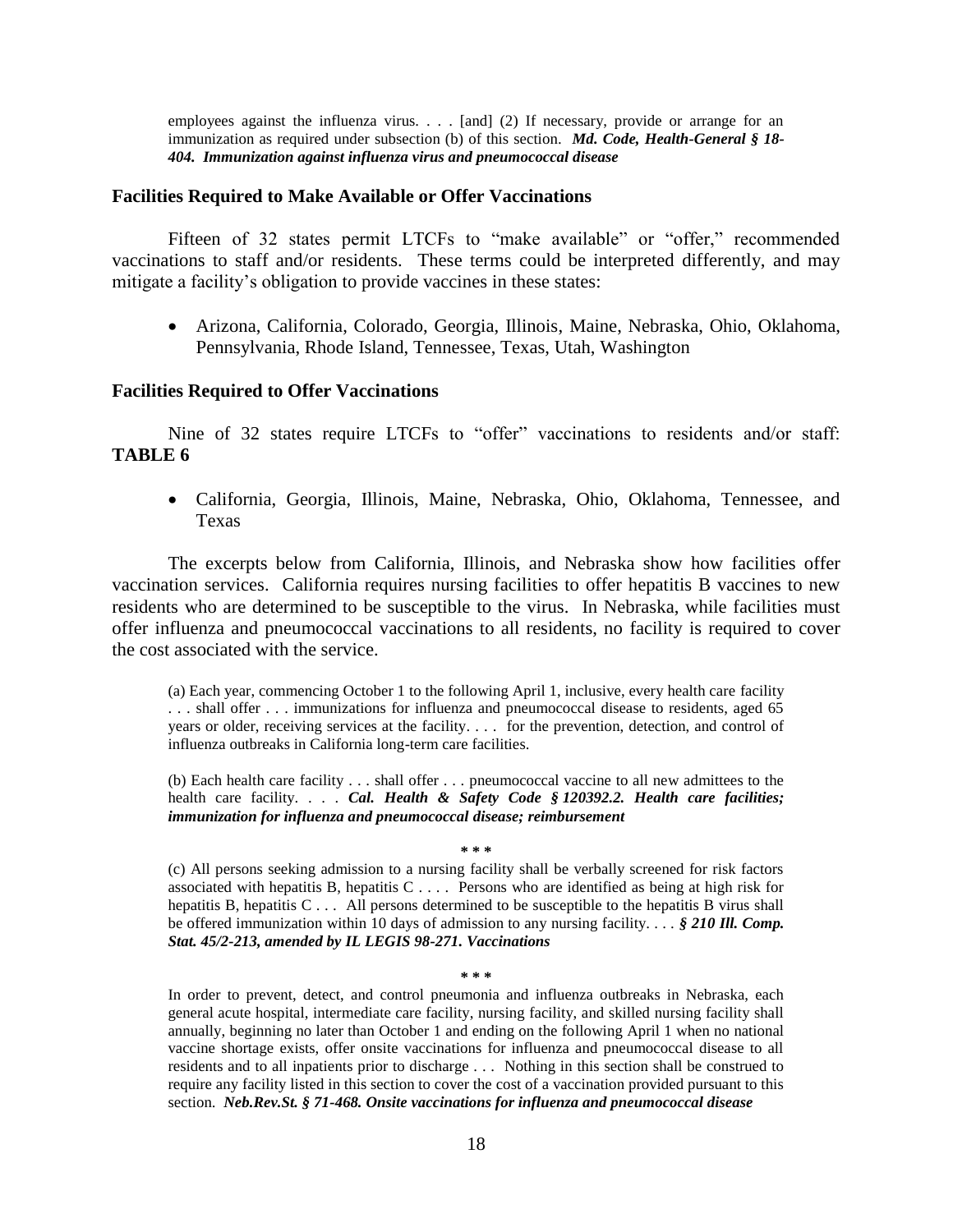employees against the influenza virus. . . . [and] (2) If necessary, provide or arrange for an immunization as required under subsection (b) of this section. ***Md. Code, Health-General § 18-404. Immunization against influenza virus and pneumococcal disease***

### Facilities Required to Make Available or Offer Vaccinations

Fifteen of 32 states permit LTCFs to "make available" or "offer," recommended vaccinations to staff and/or residents. These terms could be interpreted differently, and may mitigate a facility's obligation to provide vaccines in these states:

- Arizona, California, Colorado, Georgia, Illinois, Maine, Nebraska, Ohio, Oklahoma, Pennsylvania, Rhode Island, Tennessee, Texas, Utah, Washington

### Facilities Required to Offer Vaccinations

Nine of 32 states require LTCFs to "offer" vaccinations to residents and/or staff: **TABLE 6**

- California, Georgia, Illinois, Maine, Nebraska, Ohio, Oklahoma, Tennessee, and Texas

The excerpts below from California, Illinois, and Nebraska show how facilities offer vaccination services. California requires nursing facilities to offer hepatitis B vaccines to new residents who are determined to be susceptible to the virus. In Nebraska, while facilities must offer influenza and pneumococcal vaccinations to all residents, no facility is required to cover the cost associated with the service.

(a) Each year, commencing October 1 to the following April 1, inclusive, every health care facility . . . shall offer . . . immunizations for influenza and pneumococcal disease to residents, aged 65 years or older, receiving services at the facility. . . . for the prevention, detection, and control of influenza outbreaks in California long-term care facilities.

(b) Each health care facility . . . shall offer . . . pneumococcal vaccine to all new admittees to the health care facility. . . . ***Cal. Health & Safety Code § 120392.2. Health care facilities; immunization for influenza and pneumococcal disease; reimbursement***

\* \* \*

(c) All persons seeking admission to a nursing facility shall be verbally screened for risk factors associated with hepatitis B, hepatitis C . . . . Persons who are identified as being at high risk for hepatitis B, hepatitis C . . . All persons determined to be susceptible to the hepatitis B virus shall be offered immunization within 10 days of admission to any nursing facility. . . . ***§ 210 Ill. Comp. Stat. 45/2-213, amended by IL LEGIS 98-271. Vaccinations***

\* \* \*

In order to prevent, detect, and control pneumonia and influenza outbreaks in Nebraska, each general acute hospital, intermediate care facility, nursing facility, and skilled nursing facility shall annually, beginning no later than October 1 and ending on the following April 1 when no national vaccine shortage exists, offer onsite vaccinations for influenza and pneumococcal disease to all residents and to all inpatients prior to discharge . . . Nothing in this section shall be construed to require any facility listed in this section to cover the cost of a vaccination provided pursuant to this section. ***Neb.Rev.St. § 71-468. Onsite vaccinations for influenza and pneumococcal disease***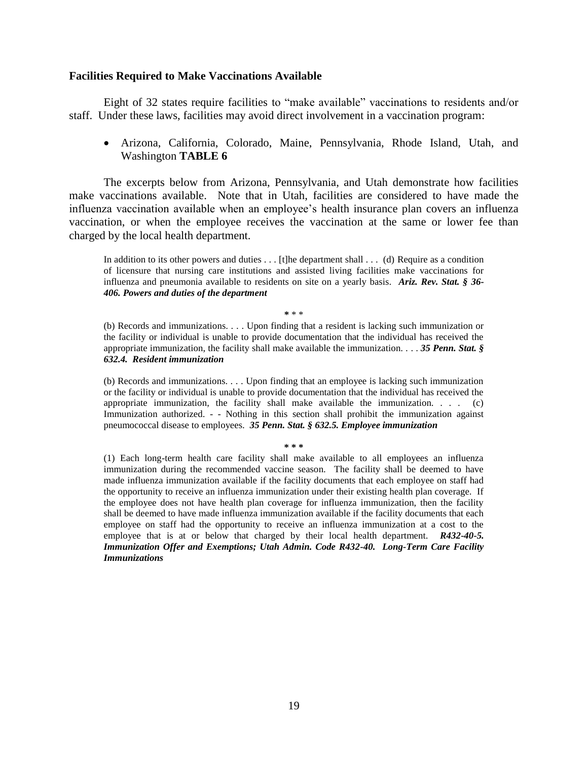### Facilities Required to Make Vaccinations Available

Eight of 32 states require facilities to "make available" vaccinations to residents and/or staff. Under these laws, facilities may avoid direct involvement in a vaccination program:

- Arizona, California, Colorado, Maine, Pennsylvania, Rhode Island, Utah, and Washington **TABLE 6**

The excerpts below from Arizona, Pennsylvania, and Utah demonstrate how facilities make vaccinations available. Note that in Utah, facilities are considered to have made the influenza vaccination available when an employee's health insurance plan covers an influenza vaccination, or when the employee receives the vaccination at the same or lower fee than charged by the local health department.

> In addition to its other powers and duties . . . [t]he department shall . . . (d) Require as a condition of licensure that nursing care institutions and assisted living facilities make vaccinations for influenza and pneumonia available to residents on site on a yearly basis. ***Ariz. Rev. Stat. § 36-406. Powers and duties of the department***
>
> \* \* \*
>
> (b) Records and immunizations. . . . Upon finding that a resident is lacking such immunization or the facility or individual is unable to provide documentation that the individual has received the appropriate immunization, the facility shall make available the immunization. . . . ***35 Penn. Stat. § 632.4. Resident immunization***
>
> (b) Records and immunizations. . . . Upon finding that an employee is lacking such immunization or the facility or individual is unable to provide documentation that the individual has received the appropriate immunization, the facility shall make available the immunization. . . . (c) Immunization authorized. - - Nothing in this section shall prohibit the immunization against pneumococcal disease to employees. ***35 Penn. Stat. § 632.5. Employee immunization***
>
> \* \* \*
>
> (1) Each long-term health care facility shall make available to all employees an influenza immunization during the recommended vaccine season. The facility shall be deemed to have made influenza immunization available if the facility documents that each employee on staff had the opportunity to receive an influenza immunization under their existing health plan coverage. If the employee does not have health plan coverage for influenza immunization, then the facility shall be deemed to have made influenza immunization available if the facility documents that each employee on staff had the opportunity to receive an influenza immunization at a cost to the employee that is at or below that charged by their local health department. ***R432-40-5. Immunization Offer and Exemptions; Utah Admin. Code R432-40. Long-Term Care Facility Immunizations***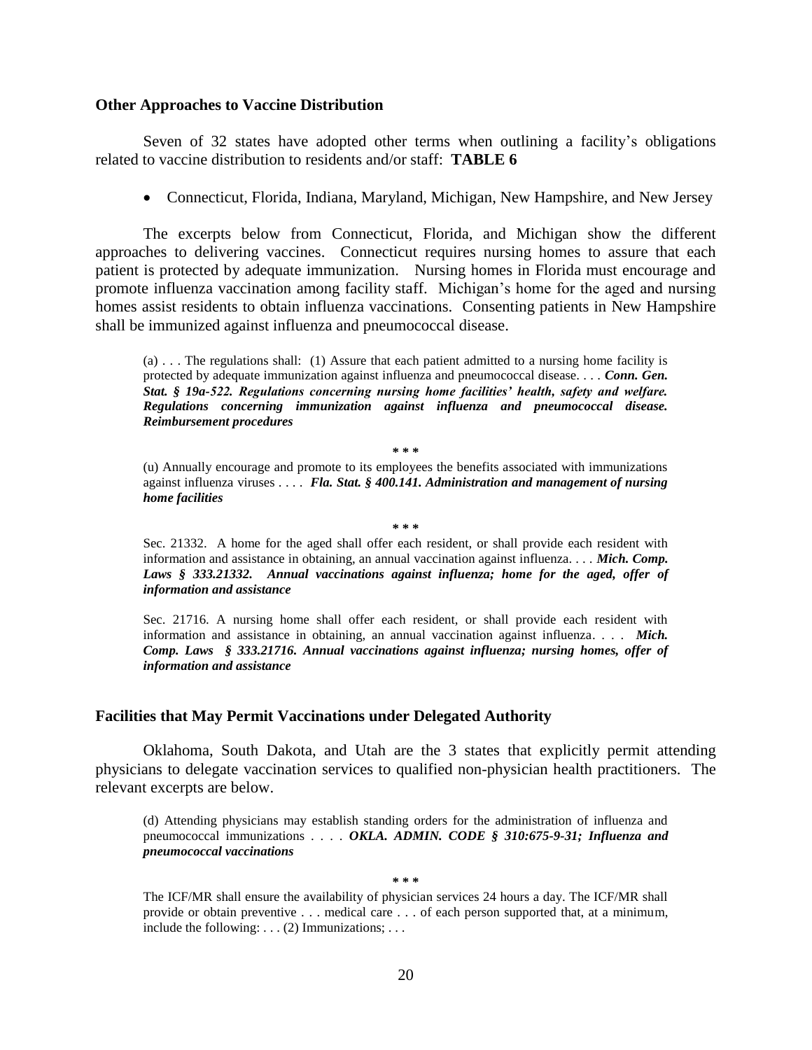### Other Approaches to Vaccine Distribution

Seven of 32 states have adopted other terms when outlining a facility's obligations related to vaccine distribution to residents and/or staff: **TABLE 6**

- Connecticut, Florida, Indiana, Maryland, Michigan, New Hampshire, and New Jersey

The excerpts below from Connecticut, Florida, and Michigan show the different approaches to delivering vaccines. Connecticut requires nursing homes to assure that each patient is protected by adequate immunization. Nursing homes in Florida must encourage and promote influenza vaccination among facility staff. Michigan's home for the aged and nursing homes assist residents to obtain influenza vaccinations. Consenting patients in New Hampshire shall be immunized against influenza and pneumococcal disease.

> (a) . . . The regulations shall: (1) Assure that each patient admitted to a nursing home facility is protected by adequate immunization against influenza and pneumococcal disease. . . . ***Conn. Gen. Stat. § 19a-522. Regulations concerning nursing home facilities' health, safety and welfare. Regulations concerning immunization against influenza and pneumococcal disease. Reimbursement procedures***
>
> *\* \* \**
>
> (u) Annually encourage and promote to its employees the benefits associated with immunizations against influenza viruses . . . . ***Fla. Stat. § 400.141. Administration and management of nursing home facilities***
>
> *\* \* \**
>
> Sec. 21332. A home for the aged shall offer each resident, or shall provide each resident with information and assistance in obtaining, an annual vaccination against influenza. . . . ***Mich. Comp. Laws § 333.21332. Annual vaccinations against influenza; home for the aged, offer of information and assistance***
>
> Sec. 21716. A nursing home shall offer each resident, or shall provide each resident with information and assistance in obtaining, an annual vaccination against influenza. . . . ***Mich. Comp. Laws § 333.21716. Annual vaccinations against influenza; nursing homes, offer of information and assistance***

### Facilities that May Permit Vaccinations under Delegated Authority

Oklahoma, South Dakota, and Utah are the 3 states that explicitly permit attending physicians to delegate vaccination services to qualified non-physician health practitioners. The relevant excerpts are below.

> (d) Attending physicians may establish standing orders for the administration of influenza and pneumococcal immunizations . . . . ***OKLA. ADMIN. CODE § 310:675-9-31; Influenza and pneumococcal vaccinations***
>
> *\* \* \**
>
> The ICF/MR shall ensure the availability of physician services 24 hours a day. The ICF/MR shall provide or obtain preventive . . . medical care . . . of each person supported that, at a minimum, include the following: . . . (2) Immunizations; . . .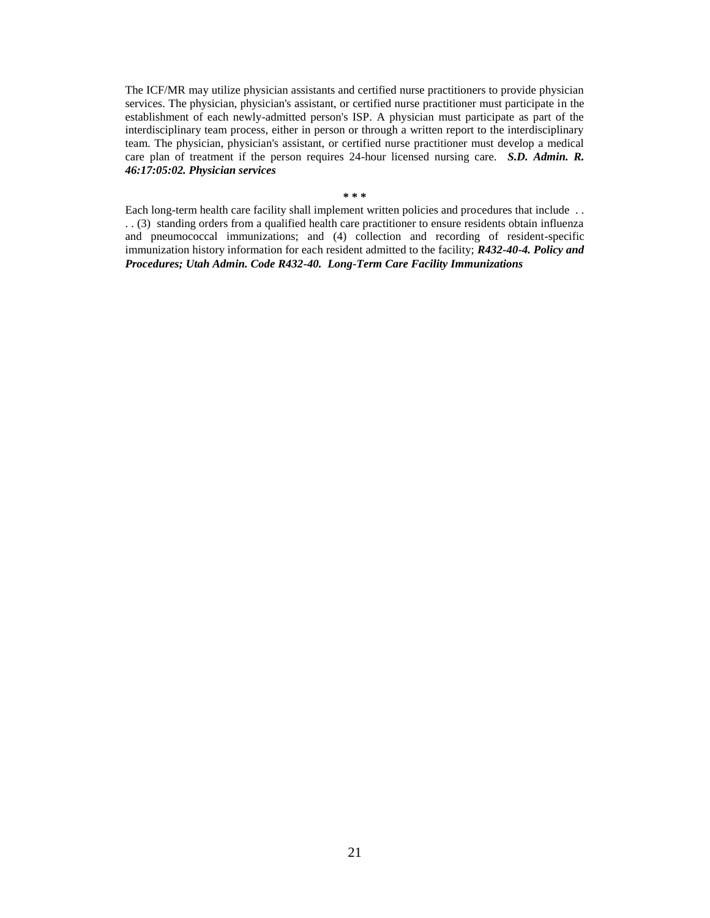The ICF/MR may utilize physician assistants and certified nurse practitioners to provide physician services. The physician, physician's assistant, or certified nurse practitioner must participate in the establishment of each newly-admitted person's ISP. A physician must participate as part of the interdisciplinary team process, either in person or through a written report to the interdisciplinary team. The physician, physician's assistant, or certified nurse practitioner must develop a medical care plan of treatment if the person requires 24-hour licensed nursing care. ***S.D. Admin. R. 46:17:05:02. Physician services***

**\* \* \***

Each long-term health care facility shall implement written policies and procedures that include . . . . (3) standing orders from a qualified health care practitioner to ensure residents obtain influenza and pneumococcal immunizations; and (4) collection and recording of resident-specific immunization history information for each resident admitted to the facility; ***R432-40-4. Policy and Procedures; Utah Admin. Code R432-40. Long-Term Care Facility Immunizations***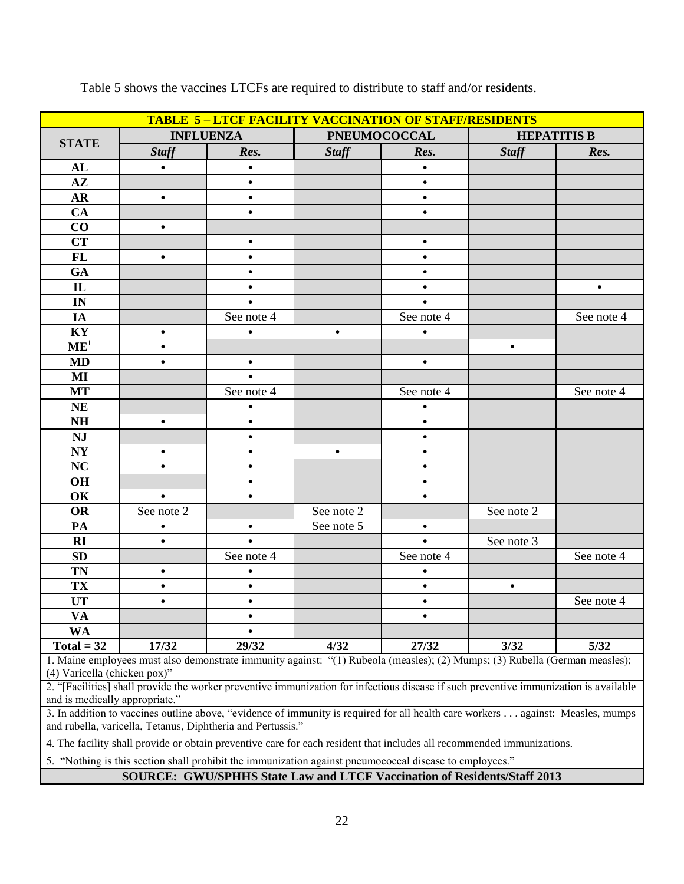Table 5 shows the vaccines LTCFs are required to distribute to staff and/or residents.

| TABLE 5 – LTCF FACILITY VACCINATION OF STAFF/RESIDENTS | | | | | | |
|---|---|---|---|---|---|---|
| **STATE** | **INFLUENZA** | | **PNEUMOCOCCAL** | | **HEPATITIS B** | |
| | ***Staff*** | ***Res.*** | ***Staff*** | ***Res.*** | ***Staff*** | ***Res.*** |
| **AL** | • | • | | • | | |
| **AZ** | | • | | • | | |
| **AR** | • | • | | • | | |
| **CA** | | • | | • | | |
| **CO** | • | | | | | |
| **CT** | | • | | • | | |
| **FL** | • | • | | • | | |
| **GA** | | • | | • | | |
| **IL** | | • | | • | | • |
| **IN** | | • | | • | | |
| **IA** | | See note 4 | | See note 4 | | See note 4 |
| **KY** | • | • | • | • | | |
| **ME**[1] | • | | | | • | |
| **MD** | • | • | | • | | |
| **MI** | | • | | | | |
| **MT** | | See note 4 | | See note 4 | | See note 4 |
| **NE** | | • | | • | | |
| **NH** | • | • | | • | | |
| **NJ** | | • | | • | | |
| **NY** | • | • | • | • | | |
| **NC** | • | • | | • | | |
| **OH** | | • | | • | | |
| **OK** | • | • | | • | | |
| **OR** | See note 2 | | See note 2 | | See note 2 | |
| **PA** | • | • | See note 5 | • | | |
| **RI** | • | • | | • | See note 3 | |
| **SD** | | See note 4 | | See note 4 | | See note 4 |
| **TN** | • | • | | • | | |
| **TX** | • | • | | • | • | |
| **UT** | • | • | | • | | See note 4 |
| **VA** | | • | | • | | |
| **WA** | | • | | | | |
| **Total = 32** | **17/32** | **29/32** | **4/32** | **27/32** | **3/32** | **5/32** |

1. Maine employees must also demonstrate immunity against: "(1) Rubeola (measles); (2) Mumps; (3) Rubella (German measles); (4) Varicella (chicken pox)"

2. "[Facilities] shall provide the worker preventive immunization for infectious disease if such preventive immunization is available and is medically appropriate."

3. In addition to vaccines outline above, "evidence of immunity is required for all health care workers . . . against: Measles, mumps and rubella, varicella, Tetanus, Diphtheria and Pertussis."

4. The facility shall provide or obtain preventive care for each resident that includes all recommended immunizations.

5. "Nothing is this section shall prohibit the immunization against pneumococcal disease to employees."

**SOURCE: GWU/SPHHS State Law and LTCF Vaccination of Residents/Staff 2013**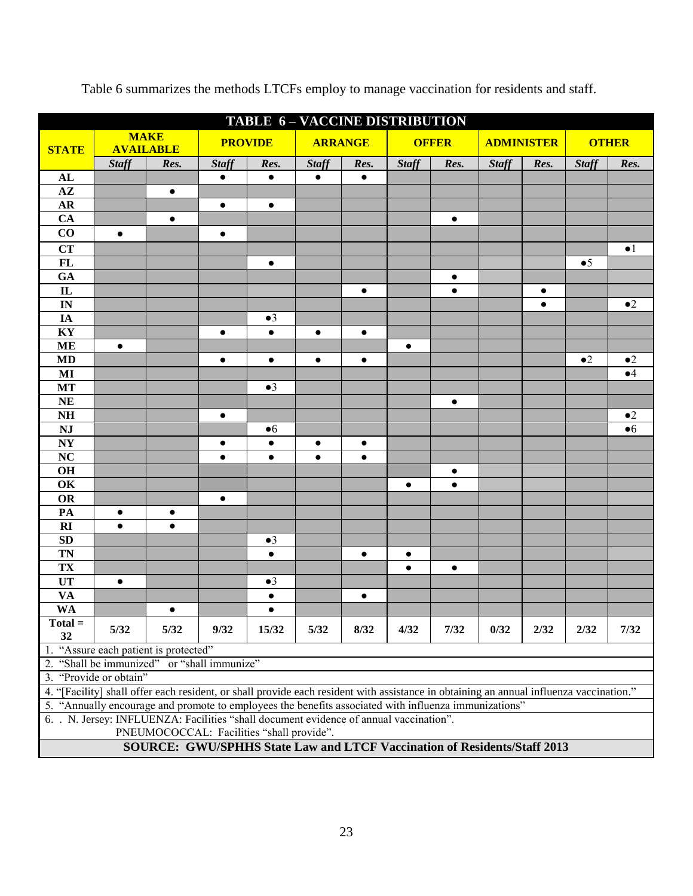Table 6 summarizes the methods LTCFs employ to manage vaccination for residents and staff.

| TABLE 6 – VACCINE DISTRIBUTION | | | | | | | | | | | | |
|---|---|---|---|---|---|---|---|---|---|---|---|---|
| STATE | MAKE AVAILABLE | | PROVIDE | | ARRANGE | | OFFER | | ADMINISTER | | OTHER | |
| | *Staff* | *Res.* | *Staff* | *Res.* | *Staff* | *Res.* | *Staff* | *Res.* | *Staff* | *Res.* | *Staff* | *Res.* |
| AL | | | • | • | • | • | | | | | | |
| AZ | | • | | | | | | | | | | |
| AR | | | • | • | | | | | | | | |
| CA | | • | | | | | | • | | | | |
| CO | • | | • | | | | | | | | | |
| CT | | | | | | | | | | | | •1 |
| FL | | | | • | | | | | | | •5 | |
| GA | | | | | | | | • | | | | |
| IL | | | | | | • | | • | | • | | |
| IN | | | | | | | | | | • | | •2 |
| IA | | | | •3 | | | | | | | | |
| KY | | | • | • | • | • | | | | | | |
| ME | • | | | | | | • | | | | | |
| MD | | | • | • | • | • | | | | | •2 | •2 |
| MI | | | | | | | | | | | | •4 |
| MT | | | | •3 | | | | | | | | |
| NE | | | | | | | | • | | | | |
| NH | | | • | | | | | | | | | •2 |
| NJ | | | | •6 | | | | | | | | •6 |
| NY | | | • | • | • | • | | | | | | |
| NC | | | • | • | • | • | | | | | | |
| OH | | | | | | | | • | | | | |
| OK | | | | | | | • | • | | | | |
| OR | | | • | | | | | | | | | |
| PA | • | • | | | | | | | | | | |
| RI | • | • | | | | | | | | | | |
| SD | | | | •3 | | | | | | | | |
| TN | | | | • | | • | • | | | | | |
| TX | | | | | | | • | • | | | | |
| UT | • | | | •3 | | | | | | | | |
| VA | | | | • | | • | | | | | | |
| WA | | • | | • | | | | | | | | |
| Total = 32 | 5/32 | 5/32 | 9/32 | 15/32 | 5/32 | 8/32 | 4/32 | 7/32 | 0/32 | 2/32 | 2/32 | 7/32 |

1. "Assure each patient is protected"
2. "Shall be immunized" or "shall immunize"
3. "Provide or obtain"
4. "[Facility] shall offer each resident, or shall provide each resident with assistance in obtaining an annual influenza vaccination."
5. "Annually encourage and promote to employees the benefits associated with influenza immunizations"
6. . N. Jersey: INFLUENZA: Facilities "shall document evidence of annual vaccination".
   PNEUMOCOCCAL: Facilities "shall provide".

**SOURCE: GWU/SPHHS State Law and LTCF Vaccination of Residents/Staff 2013**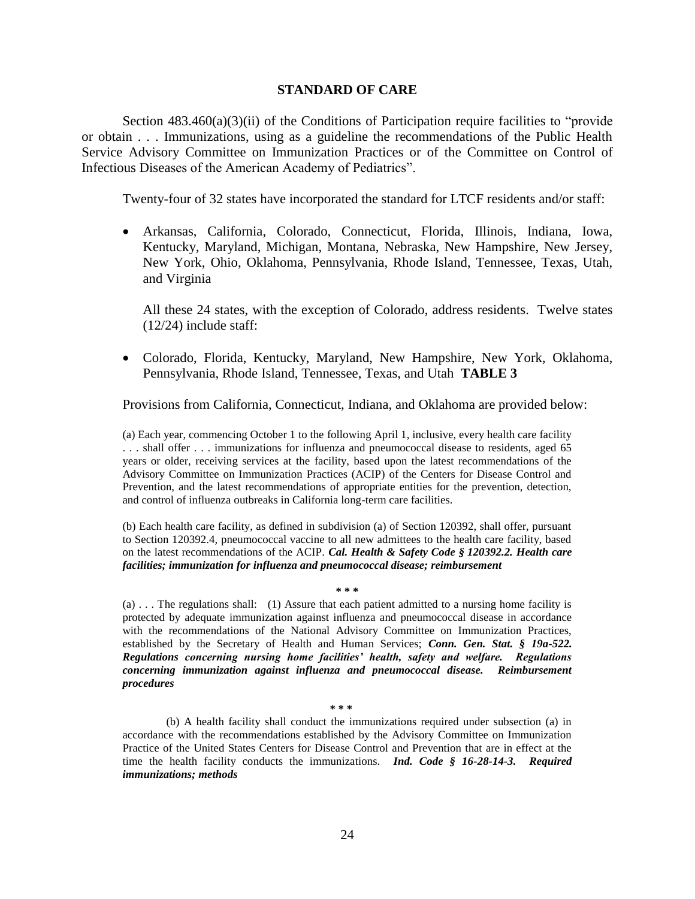## STANDARD OF CARE

Section 483.460(a)(3)(ii) of the Conditions of Participation require facilities to "provide or obtain . . . Immunizations, using as a guideline the recommendations of the Public Health Service Advisory Committee on Immunization Practices or of the Committee on Control of Infectious Diseases of the American Academy of Pediatrics".

Twenty-four of 32 states have incorporated the standard for LTCF residents and/or staff:

- Arkansas, California, Colorado, Connecticut, Florida, Illinois, Indiana, Iowa, Kentucky, Maryland, Michigan, Montana, Nebraska, New Hampshire, New Jersey, New York, Ohio, Oklahoma, Pennsylvania, Rhode Island, Tennessee, Texas, Utah, and Virginia

  All these 24 states, with the exception of Colorado, address residents. Twelve states (12/24) include staff:

- Colorado, Florida, Kentucky, Maryland, New Hampshire, New York, Oklahoma, Pennsylvania, Rhode Island, Tennessee, Texas, and Utah **TABLE 3**

Provisions from California, Connecticut, Indiana, and Oklahoma are provided below:

(a) Each year, commencing October 1 to the following April 1, inclusive, every health care facility . . . shall offer . . . immunizations for influenza and pneumococcal disease to residents, aged 65 years or older, receiving services at the facility, based upon the latest recommendations of the Advisory Committee on Immunization Practices (ACIP) of the Centers for Disease Control and Prevention, and the latest recommendations of appropriate entities for the prevention, detection, and control of influenza outbreaks in California long-term care facilities.

(b) Each health care facility, as defined in subdivision (a) of Section 120392, shall offer, pursuant to Section 120392.4, pneumococcal vaccine to all new admittees to the health care facility, based on the latest recommendations of the ACIP. ***Cal. Health & Safety Code § 120392.2. Health care facilities; immunization for influenza and pneumococcal disease; reimbursement***

\* \* \*

(a) . . . The regulations shall: (1) Assure that each patient admitted to a nursing home facility is protected by adequate immunization against influenza and pneumococcal disease in accordance with the recommendations of the National Advisory Committee on Immunization Practices, established by the Secretary of Health and Human Services; ***Conn. Gen. Stat. § 19a-522. Regulations concerning nursing home facilities' health, safety and welfare. Regulations concerning immunization against influenza and pneumococcal disease. Reimbursement procedures***

\* \* \*

(b) A health facility shall conduct the immunizations required under subsection (a) in accordance with the recommendations established by the Advisory Committee on Immunization Practice of the United States Centers for Disease Control and Prevention that are in effect at the time the health facility conducts the immunizations. ***Ind. Code § 16-28-14-3. Required immunizations; methods***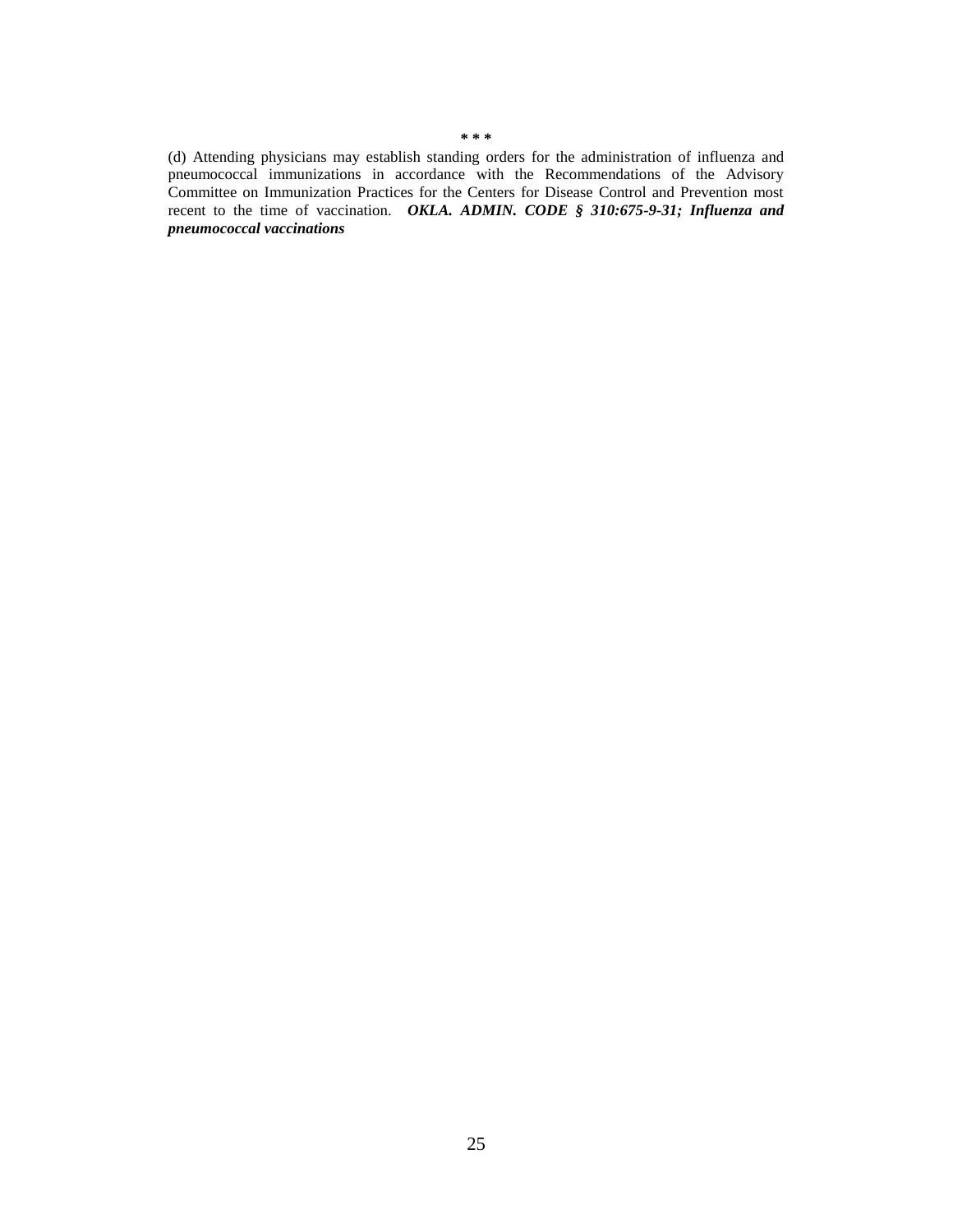**\* \* \***

(d) Attending physicians may establish standing orders for the administration of influenza and pneumococcal immunizations in accordance with the Recommendations of the Advisory Committee on Immunization Practices for the Centers for Disease Control and Prevention most recent to the time of vaccination. ***OKLA. ADMIN. CODE § 310:675-9-31; Influenza and pneumococcal vaccinations***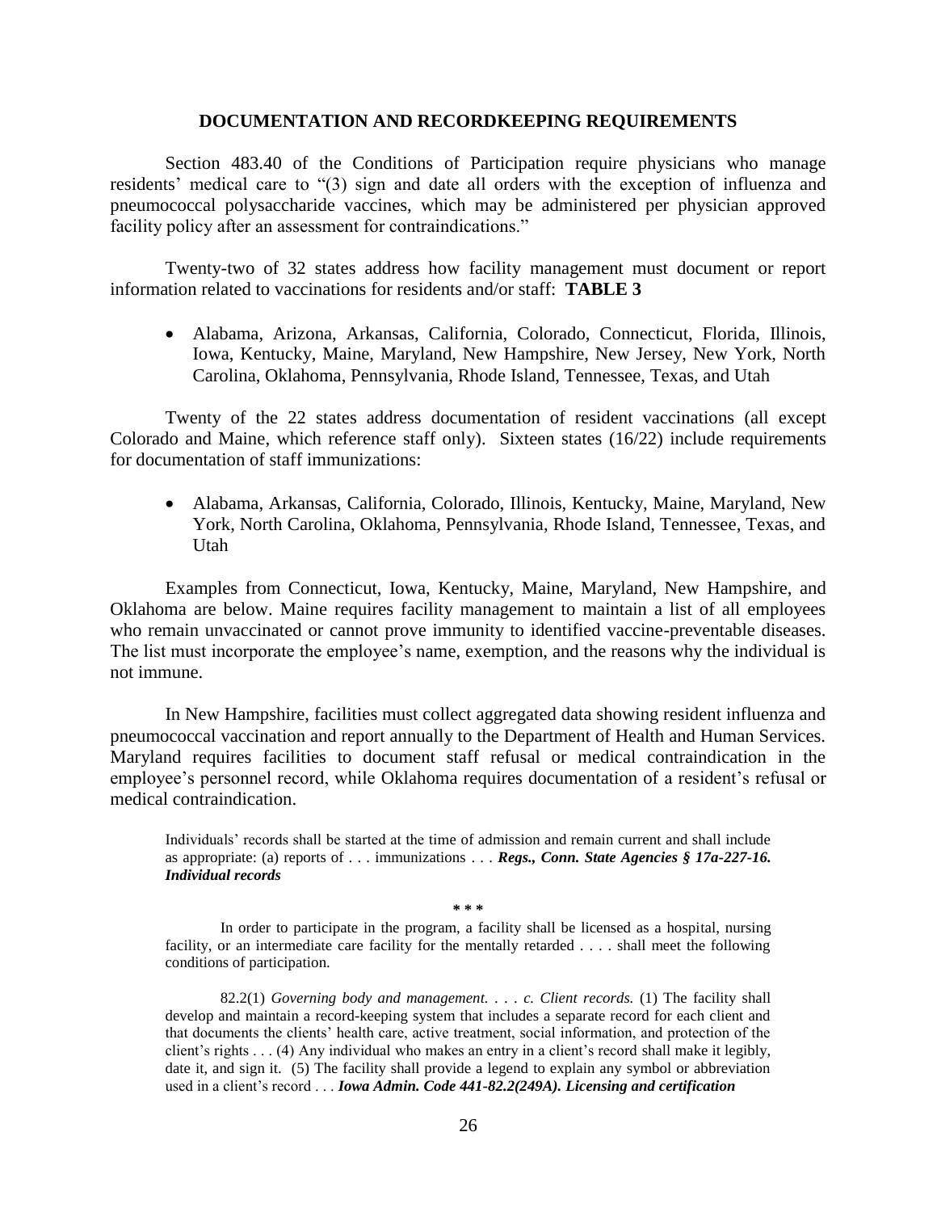## DOCUMENTATION AND RECORDKEEPING REQUIREMENTS

Section 483.40 of the Conditions of Participation require physicians who manage residents' medical care to "(3) sign and date all orders with the exception of influenza and pneumococcal polysaccharide vaccines, which may be administered per physician approved facility policy after an assessment for contraindications."

Twenty-two of 32 states address how facility management must document or report information related to vaccinations for residents and/or staff: **TABLE 3**

- Alabama, Arizona, Arkansas, California, Colorado, Connecticut, Florida, Illinois, Iowa, Kentucky, Maine, Maryland, New Hampshire, New Jersey, New York, North Carolina, Oklahoma, Pennsylvania, Rhode Island, Tennessee, Texas, and Utah

Twenty of the 22 states address documentation of resident vaccinations (all except Colorado and Maine, which reference staff only). Sixteen states (16/22) include requirements for documentation of staff immunizations:

- Alabama, Arkansas, California, Colorado, Illinois, Kentucky, Maine, Maryland, New York, North Carolina, Oklahoma, Pennsylvania, Rhode Island, Tennessee, Texas, and Utah

Examples from Connecticut, Iowa, Kentucky, Maine, Maryland, New Hampshire, and Oklahoma are below. Maine requires facility management to maintain a list of all employees who remain unvaccinated or cannot prove immunity to identified vaccine-preventable diseases. The list must incorporate the employee's name, exemption, and the reasons why the individual is not immune.

In New Hampshire, facilities must collect aggregated data showing resident influenza and pneumococcal vaccination and report annually to the Department of Health and Human Services. Maryland requires facilities to document staff refusal or medical contraindication in the employee's personnel record, while Oklahoma requires documentation of a resident's refusal or medical contraindication.

> Individuals' records shall be started at the time of admission and remain current and shall include as appropriate: (a) reports of . . . immunizations . . . ***Regs., Conn. State Agencies § 17a-227-16. Individual records***
>
> \* \* \*
>
> In order to participate in the program, a facility shall be licensed as a hospital, nursing facility, or an intermediate care facility for the mentally retarded . . . . shall meet the following conditions of participation.
>
> 82.2(1) *Governing body and management*. . . . *c. Client records.* (1) The facility shall develop and maintain a record-keeping system that includes a separate record for each client and that documents the clients' health care, active treatment, social information, and protection of the client's rights . . . (4) Any individual who makes an entry in a client's record shall make it legibly, date it, and sign it. (5) The facility shall provide a legend to explain any symbol or abbreviation used in a client's record . . . ***Iowa Admin. Code 441-82.2(249A). Licensing and certification***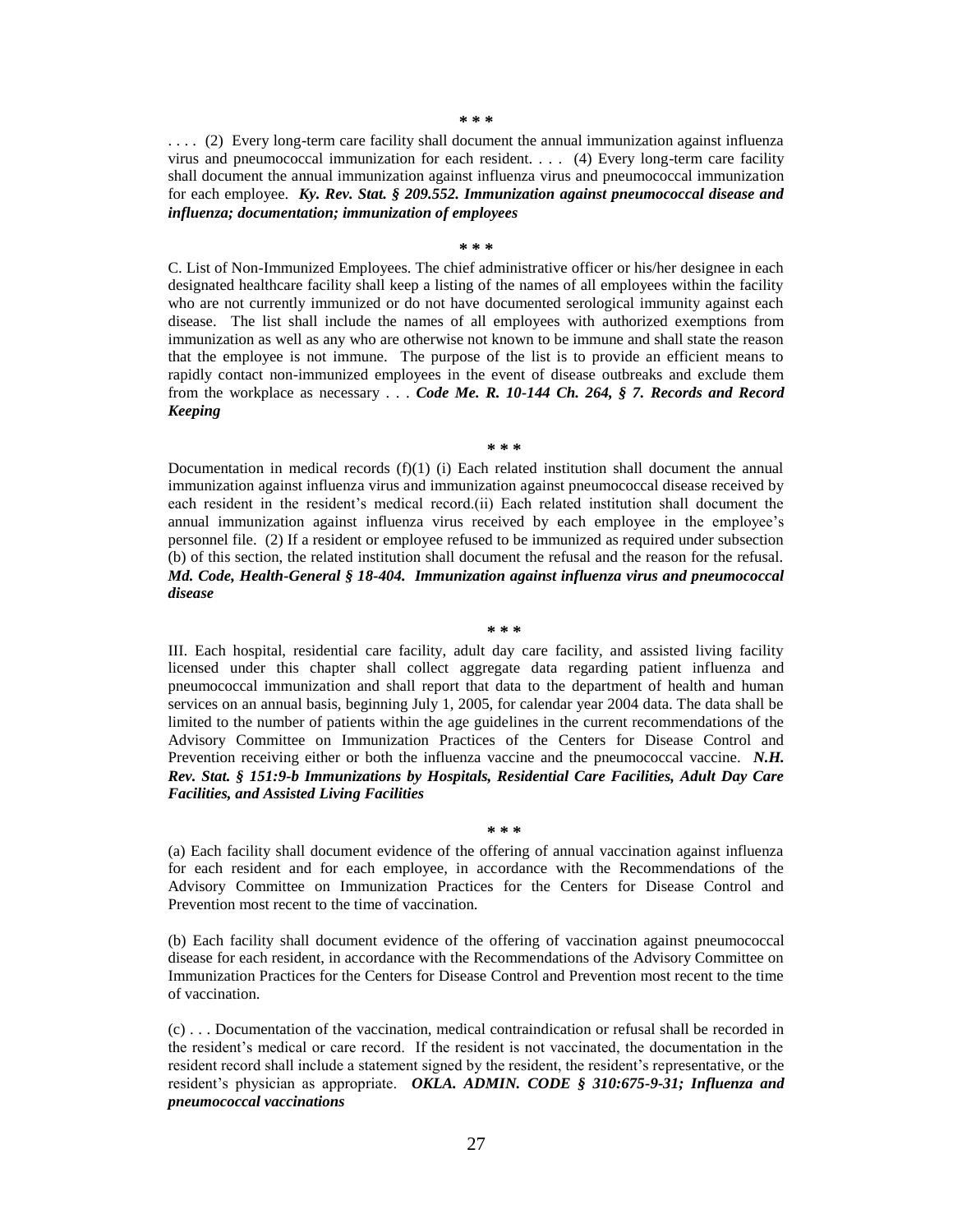* * *

. . . . (2) Every long-term care facility shall document the annual immunization against influenza virus and pneumococcal immunization for each resident. . . . (4) Every long-term care facility shall document the annual immunization against influenza virus and pneumococcal immunization for each employee. ***Ky. Rev. Stat. § 209.552. Immunization against pneumococcal disease and influenza; documentation; immunization of employees***

* * *

C. List of Non-Immunized Employees. The chief administrative officer or his/her designee in each designated healthcare facility shall keep a listing of the names of all employees within the facility who are not currently immunized or do not have documented serological immunity against each disease. The list shall include the names of all employees with authorized exemptions from immunization as well as any who are otherwise not known to be immune and shall state the reason that the employee is not immune. The purpose of the list is to provide an efficient means to rapidly contact non-immunized employees in the event of disease outbreaks and exclude them from the workplace as necessary . . . ***Code Me. R. 10-144 Ch. 264, § 7. Records and Record Keeping***

* * *

Documentation in medical records (f)(1) (i) Each related institution shall document the annual immunization against influenza virus and immunization against pneumococcal disease received by each resident in the resident's medical record.(ii) Each related institution shall document the annual immunization against influenza virus received by each employee in the employee's personnel file. (2) If a resident or employee refused to be immunized as required under subsection (b) of this section, the related institution shall document the refusal and the reason for the refusal. ***Md. Code, Health-General § 18-404. Immunization against influenza virus and pneumococcal disease***

* * *

III. Each hospital, residential care facility, adult day care facility, and assisted living facility licensed under this chapter shall collect aggregate data regarding patient influenza and pneumococcal immunization and shall report that data to the department of health and human services on an annual basis, beginning July 1, 2005, for calendar year 2004 data. The data shall be limited to the number of patients within the age guidelines in the current recommendations of the Advisory Committee on Immunization Practices of the Centers for Disease Control and Prevention receiving either or both the influenza vaccine and the pneumococcal vaccine. ***N.H. Rev. Stat. § 151:9-b Immunizations by Hospitals, Residential Care Facilities, Adult Day Care Facilities, and Assisted Living Facilities***

* * *

(a) Each facility shall document evidence of the offering of annual vaccination against influenza for each resident and for each employee, in accordance with the Recommendations of the Advisory Committee on Immunization Practices for the Centers for Disease Control and Prevention most recent to the time of vaccination.

(b) Each facility shall document evidence of the offering of vaccination against pneumococcal disease for each resident, in accordance with the Recommendations of the Advisory Committee on Immunization Practices for the Centers for Disease Control and Prevention most recent to the time of vaccination.

(c) . . . Documentation of the vaccination, medical contraindication or refusal shall be recorded in the resident's medical or care record. If the resident is not vaccinated, the documentation in the resident record shall include a statement signed by the resident, the resident's representative, or the resident's physician as appropriate. ***OKLA. ADMIN. CODE § 310:675-9-31; Influenza and pneumococcal vaccinations***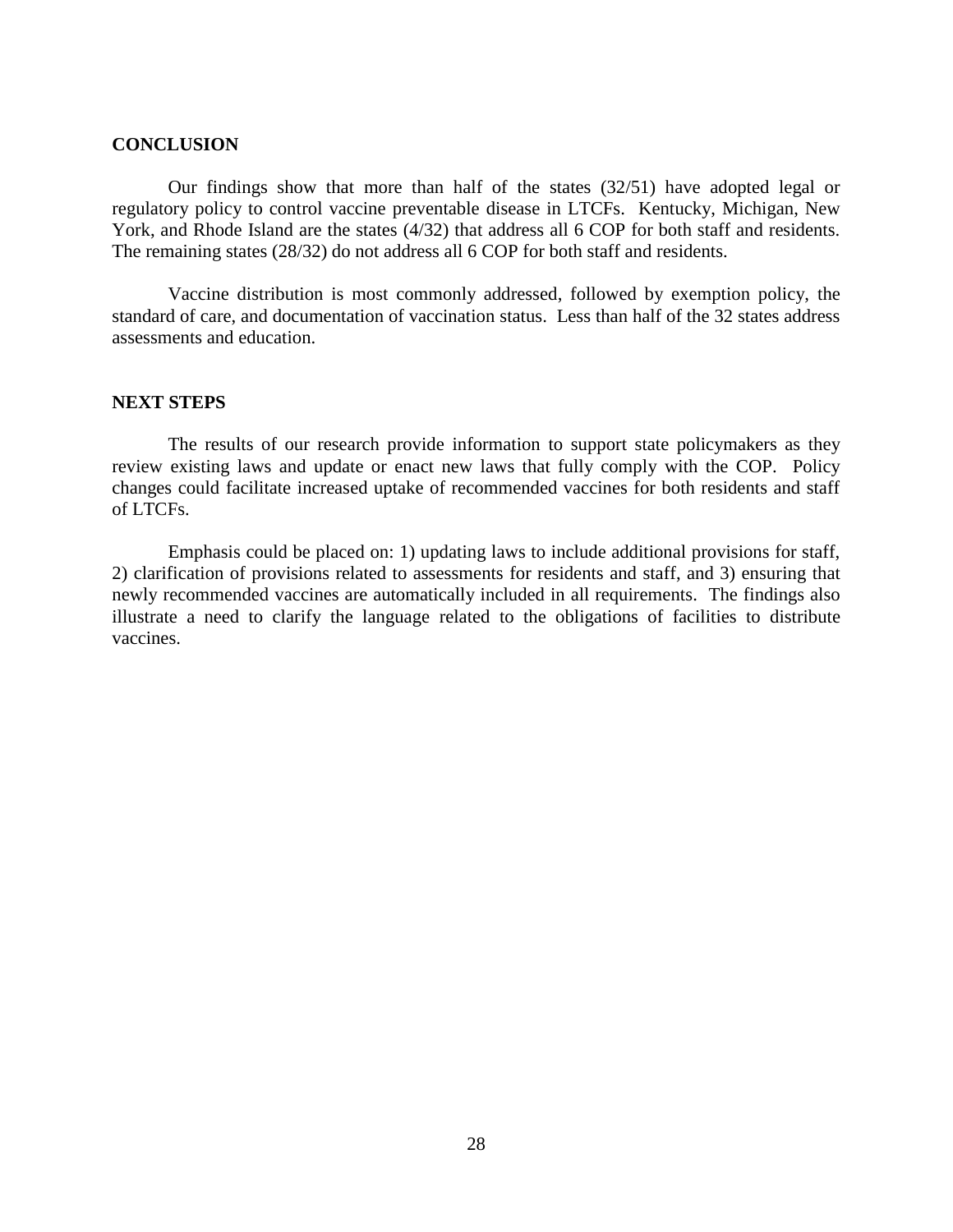## CONCLUSION

Our findings show that more than half of the states (32/51) have adopted legal or regulatory policy to control vaccine preventable disease in LTCFs. Kentucky, Michigan, New York, and Rhode Island are the states (4/32) that address all 6 COP for both staff and residents. The remaining states (28/32) do not address all 6 COP for both staff and residents.

Vaccine distribution is most commonly addressed, followed by exemption policy, the standard of care, and documentation of vaccination status. Less than half of the 32 states address assessments and education.

## NEXT STEPS

The results of our research provide information to support state policymakers as they review existing laws and update or enact new laws that fully comply with the COP. Policy changes could facilitate increased uptake of recommended vaccines for both residents and staff of LTCFs.

Emphasis could be placed on: 1) updating laws to include additional provisions for staff, 2) clarification of provisions related to assessments for residents and staff, and 3) ensuring that newly recommended vaccines are automatically included in all requirements. The findings also illustrate a need to clarify the language related to the obligations of facilities to distribute vaccines.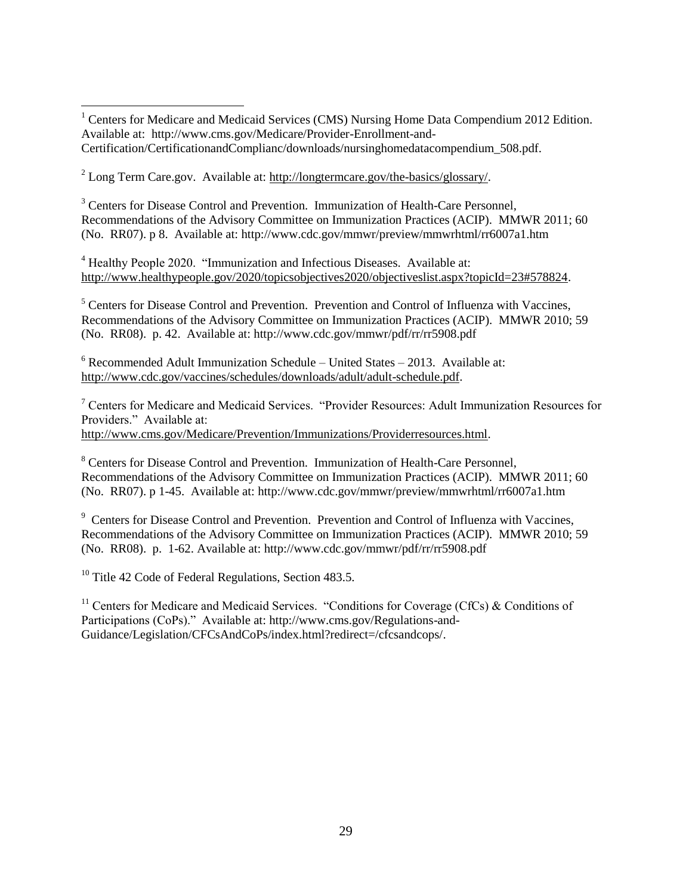[1] Centers for Medicare and Medicaid Services (CMS) Nursing Home Data Compendium 2012 Edition. Available at: http://www.cms.gov/Medicare/Provider-Enrollment-and-Certification/CertificationandComplianc/downloads/nursinghomedatacompendium_508.pdf.

[2] Long Term Care.gov. Available at: http://longtermcare.gov/the-basics/glossary/.

[3] Centers for Disease Control and Prevention. Immunization of Health-Care Personnel, Recommendations of the Advisory Committee on Immunization Practices (ACIP). MMWR 2011; 60 (No. RR07). p 8. Available at: http://www.cdc.gov/mmwr/preview/mmwrhtml/rr6007a1.htm

[4] Healthy People 2020. "Immunization and Infectious Diseases. Available at: http://www.healthypeople.gov/2020/topicsobjectives2020/objectiveslist.aspx?topicId=23#578824.

[5] Centers for Disease Control and Prevention. Prevention and Control of Influenza with Vaccines, Recommendations of the Advisory Committee on Immunization Practices (ACIP). MMWR 2010; 59 (No. RR08). p. 42. Available at: http://www.cdc.gov/mmwr/pdf/rr/rr5908.pdf

[6] Recommended Adult Immunization Schedule – United States – 2013. Available at: http://www.cdc.gov/vaccines/schedules/downloads/adult/adult-schedule.pdf.

[7] Centers for Medicare and Medicaid Services. "Provider Resources: Adult Immunization Resources for Providers." Available at: http://www.cms.gov/Medicare/Prevention/Immunizations/Providerresources.html.

[8] Centers for Disease Control and Prevention. Immunization of Health-Care Personnel, Recommendations of the Advisory Committee on Immunization Practices (ACIP). MMWR 2011; 60 (No. RR07). p 1-45. Available at: http://www.cdc.gov/mmwr/preview/mmwrhtml/rr6007a1.htm

[9] Centers for Disease Control and Prevention. Prevention and Control of Influenza with Vaccines, Recommendations of the Advisory Committee on Immunization Practices (ACIP). MMWR 2010; 59 (No. RR08). p. 1-62. Available at: http://www.cdc.gov/mmwr/pdf/rr/rr5908.pdf

[10] Title 42 Code of Federal Regulations, Section 483.5.

[11] Centers for Medicare and Medicaid Services. "Conditions for Coverage (CfCs) & Conditions of Participations (CoPs)." Available at: http://www.cms.gov/Regulations-and-Guidance/Legislation/CFCsAndCoPs/index.html?redirect=/cfcsandcops/.